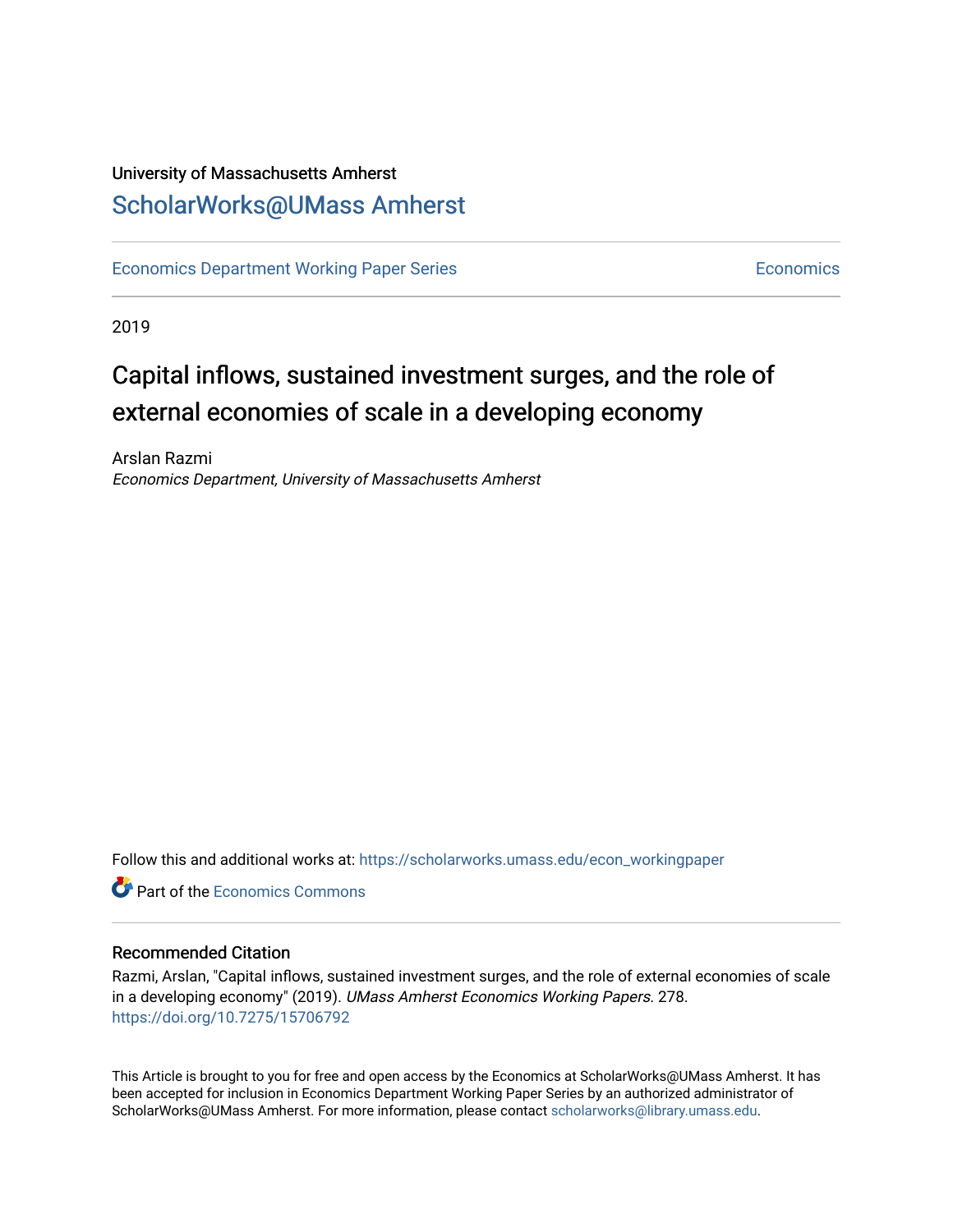University of Massachusetts Amherst

# ScholarWorks@UMass Amherst

Economics Department Working Paper Series | Economics

2019

# Capital inflows, sustained investment surges, and the role of external economies of scale in a developing economy

Arslan Razmi
*Economics Department, University of Massachusetts Amherst*

Follow this and additional works at: https://scholarworks.umass.edu/econ_workingpaper

Part of the Economics Commons

## Recommended Citation

Razmi, Arslan, "Capital inflows, sustained investment surges, and the role of external economies of scale in a developing economy" (2019). *UMass Amherst Economics Working Papers*. 278.
https://doi.org/10.7275/15706792

This Article is brought to you for free and open access by the Economics at ScholarWorks@UMass Amherst. It has been accepted for inclusion in Economics Department Working Paper Series by an authorized administrator of ScholarWorks@UMass Amherst. For more information, please contact scholarworks@library.umass.edu.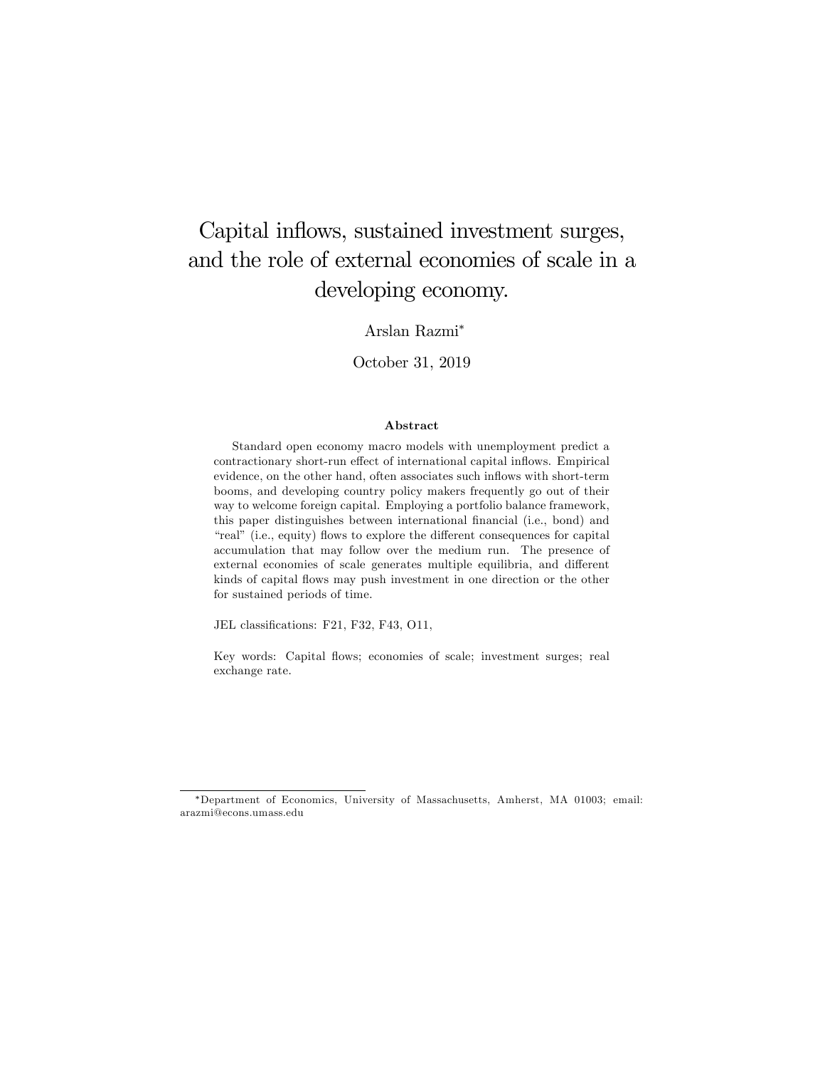# Capital inflows, sustained investment surges, and the role of external economies of scale in a developing economy.

Arslan Razmi*

October 31, 2019

### Abstract

Standard open economy macro models with unemployment predict a contractionary short-run effect of international capital inflows. Empirical evidence, on the other hand, often associates such inflows with short-term booms, and developing country policy makers frequently go out of their way to welcome foreign capital. Employing a portfolio balance framework, this paper distinguishes between international financial (i.e., bond) and "real" (i.e., equity) flows to explore the different consequences for capital accumulation that may follow over the medium run. The presence of external economies of scale generates multiple equilibria, and different kinds of capital flows may push investment in one direction or the other for sustained periods of time.

JEL classifications: F21, F32, F43, O11,

Key words: Capital flows; economies of scale; investment surges; real exchange rate.

*Department of Economics, University of Massachusetts, Amherst, MA 01003; email: arazmi@econs.umass.edu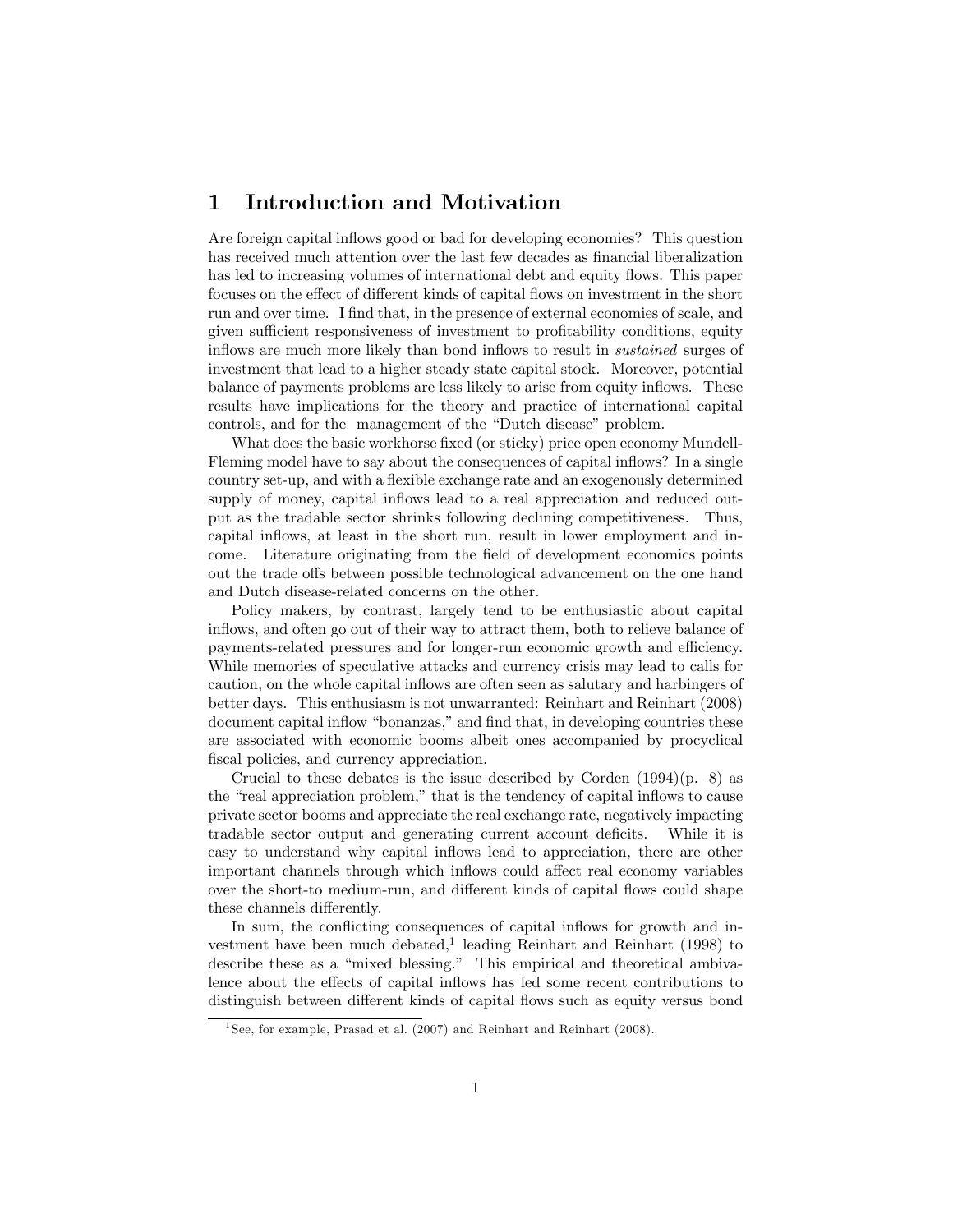# 1 Introduction and Motivation

Are foreign capital inflows good or bad for developing economies? This question has received much attention over the last few decades as financial liberalization has led to increasing volumes of international debt and equity flows. This paper focuses on the effect of different kinds of capital flows on investment in the short run and over time. I find that, in the presence of external economies of scale, and given sufficient responsiveness of investment to profitability conditions, equity inflows are much more likely than bond inflows to result in *sustained* surges of investment that lead to a higher steady state capital stock. Moreover, potential balance of payments problems are less likely to arise from equity inflows. These results have implications for the theory and practice of international capital controls, and for the management of the "Dutch disease" problem.

What does the basic workhorse fixed (or sticky) price open economy Mundell-Fleming model have to say about the consequences of capital inflows? In a single country set-up, and with a flexible exchange rate and an exogenously determined supply of money, capital inflows lead to a real appreciation and reduced output as the tradable sector shrinks following declining competitiveness. Thus, capital inflows, at least in the short run, result in lower employment and income. Literature originating from the field of development economics points out the trade offs between possible technological advancement on the one hand and Dutch disease-related concerns on the other.

Policy makers, by contrast, largely tend to be enthusiastic about capital inflows, and often go out of their way to attract them, both to relieve balance of payments-related pressures and for longer-run economic growth and efficiency. While memories of speculative attacks and currency crisis may lead to calls for caution, on the whole capital inflows are often seen as salutary and harbingers of better days. This enthusiasm is not unwarranted: Reinhart and Reinhart (2008) document capital inflow "bonanzas," and find that, in developing countries these are associated with economic booms albeit ones accompanied by procyclical fiscal policies, and currency appreciation.

Crucial to these debates is the issue described by Corden (1994)(p. 8) as the "real appreciation problem," that is the tendency of capital inflows to cause private sector booms and appreciate the real exchange rate, negatively impacting tradable sector output and generating current account deficits. While it is easy to understand why capital inflows lead to appreciation, there are other important channels through which inflows could affect real economy variables over the short-to medium-run, and different kinds of capital flows could shape these channels differently.

In sum, the conflicting consequences of capital inflows for growth and investment have been much debated,[1] leading Reinhart and Reinhart (1998) to describe these as a "mixed blessing." This empirical and theoretical ambivalence about the effects of capital inflows has led some recent contributions to distinguish between different kinds of capital flows such as equity versus bond

[1] See, for example, Prasad et al. (2007) and Reinhart and Reinhart (2008).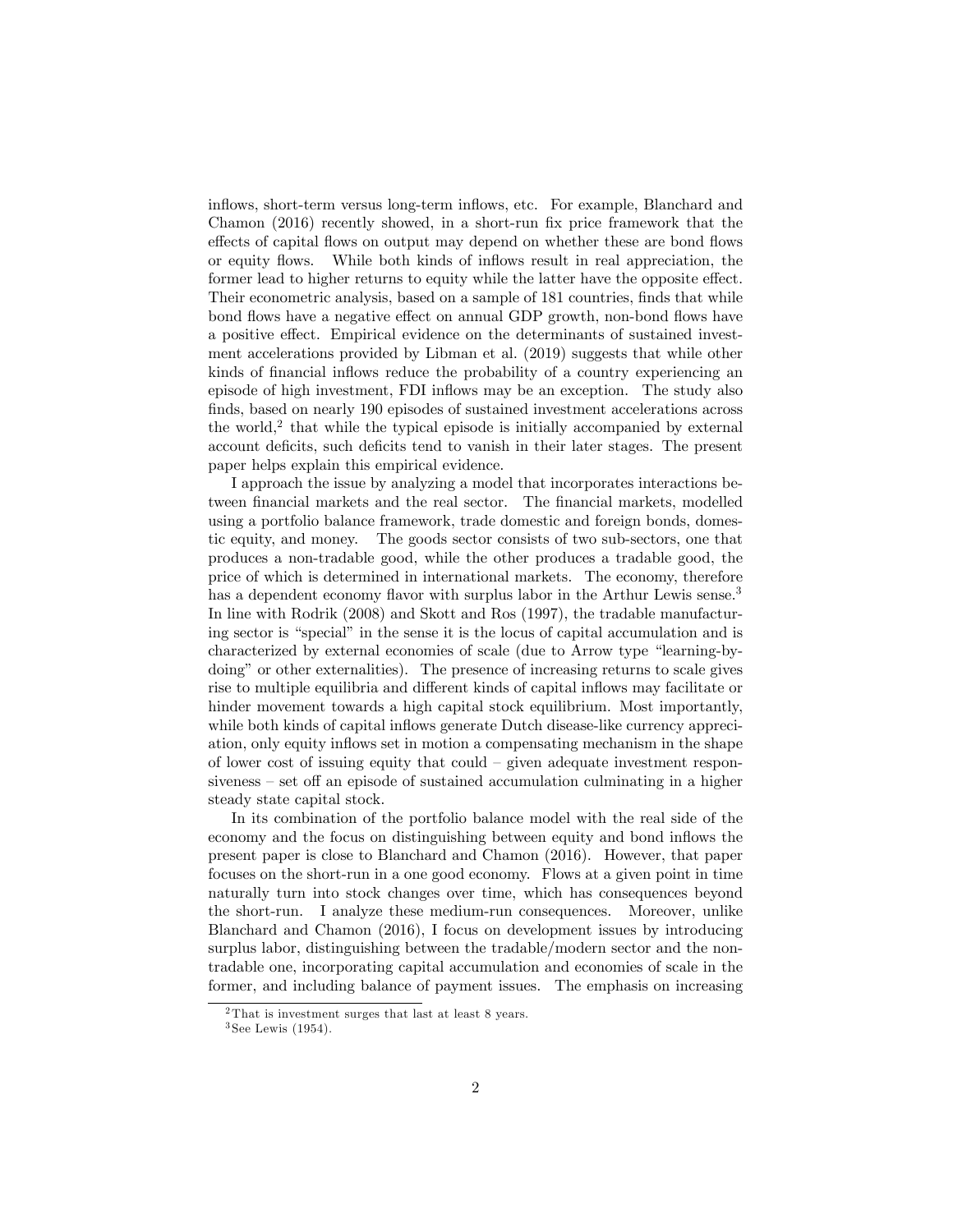inflows, short-term versus long-term inflows, etc. For example, Blanchard and Chamon (2016) recently showed, in a short-run fix price framework that the effects of capital flows on output may depend on whether these are bond flows or equity flows. While both kinds of inflows result in real appreciation, the former lead to higher returns to equity while the latter have the opposite effect. Their econometric analysis, based on a sample of 181 countries, finds that while bond flows have a negative effect on annual GDP growth, non-bond flows have a positive effect. Empirical evidence on the determinants of sustained investment accelerations provided by Libman et al. (2019) suggests that while other kinds of financial inflows reduce the probability of a country experiencing an episode of high investment, FDI inflows may be an exception. The study also finds, based on nearly 190 episodes of sustained investment accelerations across the world,[2] that while the typical episode is initially accompanied by external account deficits, such deficits tend to vanish in their later stages. The present paper helps explain this empirical evidence.

I approach the issue by analyzing a model that incorporates interactions between financial markets and the real sector. The financial markets, modelled using a portfolio balance framework, trade domestic and foreign bonds, domestic equity, and money. The goods sector consists of two sub-sectors, one that produces a non-tradable good, while the other produces a tradable good, the price of which is determined in international markets. The economy, therefore has a dependent economy flavor with surplus labor in the Arthur Lewis sense.[3] In line with Rodrik (2008) and Skott and Ros (1997), the tradable manufacturing sector is "special" in the sense it is the locus of capital accumulation and is characterized by external economies of scale (due to Arrow type "learning-by-doing" or other externalities). The presence of increasing returns to scale gives rise to multiple equilibria and different kinds of capital inflows may facilitate or hinder movement towards a high capital stock equilibrium. Most importantly, while both kinds of capital inflows generate Dutch disease-like currency appreciation, only equity inflows set in motion a compensating mechanism in the shape of lower cost of issuing equity that could – given adequate investment responsiveness – set off an episode of sustained accumulation culminating in a higher steady state capital stock.

In its combination of the portfolio balance model with the real side of the economy and the focus on distinguishing between equity and bond inflows the present paper is close to Blanchard and Chamon (2016). However, that paper focuses on the short-run in a one good economy. Flows at a given point in time naturally turn into stock changes over time, which has consequences beyond the short-run. I analyze these medium-run consequences. Moreover, unlike Blanchard and Chamon (2016), I focus on development issues by introducing surplus labor, distinguishing between the tradable/modern sector and the non-tradable one, incorporating capital accumulation and economies of scale in the former, and including balance of payment issues. The emphasis on increasing

[2] That is investment surges that last at least 8 years.

[3] See Lewis (1954).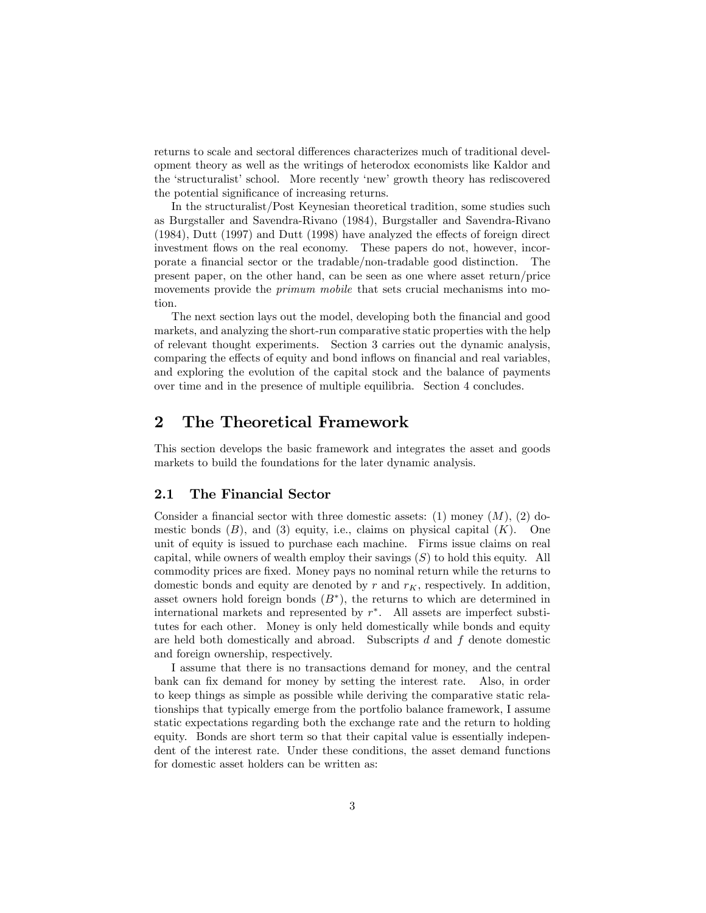returns to scale and sectoral differences characterizes much of traditional development theory as well as the writings of heterodox economists like Kaldor and the 'structuralist' school. More recently 'new' growth theory has rediscovered the potential significance of increasing returns.

In the structuralist/Post Keynesian theoretical tradition, some studies such as Burgstaller and Savendra-Rivano (1984), Burgstaller and Savendra-Rivano (1984), Dutt (1997) and Dutt (1998) have analyzed the effects of foreign direct investment flows on the real economy. These papers do not, however, incorporate a financial sector or the tradable/non-tradable good distinction. The present paper, on the other hand, can be seen as one where asset return/price movements provide the *primum mobile* that sets crucial mechanisms into motion.

The next section lays out the model, developing both the financial and good markets, and analyzing the short-run comparative static properties with the help of relevant thought experiments. Section 3 carries out the dynamic analysis, comparing the effects of equity and bond inflows on financial and real variables, and exploring the evolution of the capital stock and the balance of payments over time and in the presence of multiple equilibria. Section 4 concludes.

## 2 The Theoretical Framework

This section develops the basic framework and integrates the asset and goods markets to build the foundations for the later dynamic analysis.

### 2.1 The Financial Sector

Consider a financial sector with three domestic assets: (1) money ($M$), (2) domestic bonds ($B$), and (3) equity, i.e., claims on physical capital ($K$). One unit of equity is issued to purchase each machine. Firms issue claims on real capital, while owners of wealth employ their savings ($S$) to hold this equity. All commodity prices are fixed. Money pays no nominal return while the returns to domestic bonds and equity are denoted by $r$ and $r_K$, respectively. In addition, asset owners hold foreign bonds ($B^*$), the returns to which are determined in international markets and represented by $r^*$. All assets are imperfect substitutes for each other. Money is only held domestically while bonds and equity are held both domestically and abroad. Subscripts $d$ and $f$ denote domestic and foreign ownership, respectively.

I assume that there is no transactions demand for money, and the central bank can fix demand for money by setting the interest rate. Also, in order to keep things as simple as possible while deriving the comparative static relationships that typically emerge from the portfolio balance framework, I assume static expectations regarding both the exchange rate and the return to holding equity. Bonds are short term so that their capital value is essentially independent of the interest rate. Under these conditions, the asset demand functions for domestic asset holders can be written as: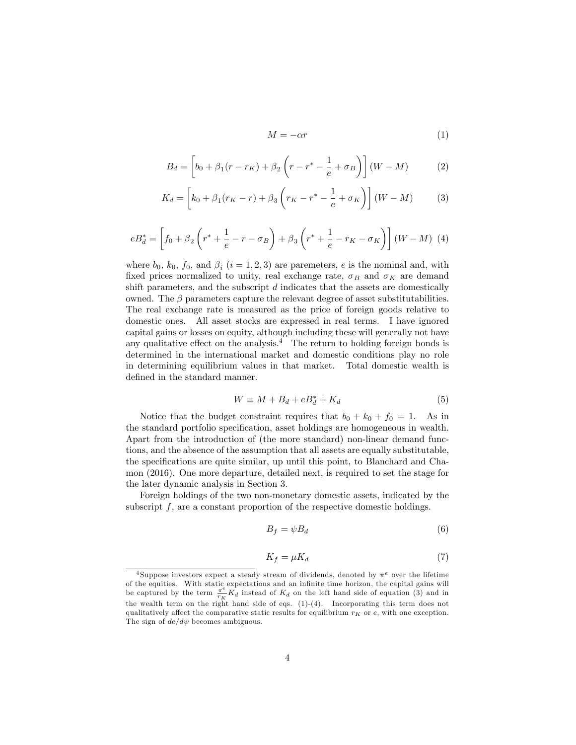$$M = -\alpha r \tag{1}$$

$$B_d = \left[ b_0 + \beta_1 (r - r_K) + \beta_2 \left( r - r^* - \frac{1}{e} + \sigma_B \right) \right] (W - M) \tag{2}$$

$$K_d = \left[ k_0 + \beta_1 (r_K - r) + \beta_3 \left( r_K - r^* - \frac{1}{e} + \sigma_K \right) \right] (W - M) \tag{3}$$

$$eB_d^* = \left[ f_0 + \beta_2 \left( r^* + \frac{1}{e} - r - \sigma_B \right) + \beta_3 \left( r^* + \frac{1}{e} - r_K - \sigma_K \right) \right] (W - M) \tag{4}$$

where $b_0$, $k_0$, $f_0$, and $\beta_i$ $(i = 1, 2, 3)$ are paremeters, $e$ is the nominal and, with fixed prices normalized to unity, real exchange rate, $\sigma_B$ and $\sigma_K$ are demand shift parameters, and the subscript $d$ indicates that the assets are domestically owned. The $\beta$ parameters capture the relevant degree of asset substitutabilities. The real exchange rate is measured as the price of foreign goods relative to domestic ones. All asset stocks are expressed in real terms. I have ignored capital gains or losses on equity, although including these will generally not have any qualitative effect on the analysis.[4] The return to holding foreign bonds is determined in the international market and domestic conditions play no role in determining equilibrium values in that market. Total domestic wealth is defined in the standard manner.

$$W \equiv M + B_d + eB_d^* + K_d \tag{5}$$

Notice that the budget constraint requires that $b_0 + k_0 + f_0 = 1$. As in the standard portfolio specification, asset holdings are homogeneous in wealth. Apart from the introduction of (the more standard) non-linear demand functions, and the absence of the assumption that all assets are equally substitutable, the specifications are quite similar, up until this point, to Blanchard and Chamon (2016). One more departure, detailed next, is required to set the stage for the later dynamic analysis in Section 3.

Foreign holdings of the two non-monetary domestic assets, indicated by the subscript $f$, are a constant proportion of the respective domestic holdings.

$$B_f = \psi B_d \tag{6}$$

$$K_f = \mu K_d \tag{7}$$

[4] Suppose investors expect a steady stream of dividends, denoted by $\pi^e$ over the lifetime of the equities. With static expectations and an infinite time horizon, the capital gains will be captured by the term $\frac{\pi^e}{r_K} K_d$ instead of $K_d$ on the left hand side of equation (3) and in the wealth term on the right hand side of eqs. (1)-(4). Incorporating this term does not qualitatively affect the comparative static results for equilibrium $r_K$ or $e$, with one exception. The sign of $de/d\psi$ becomes ambiguous.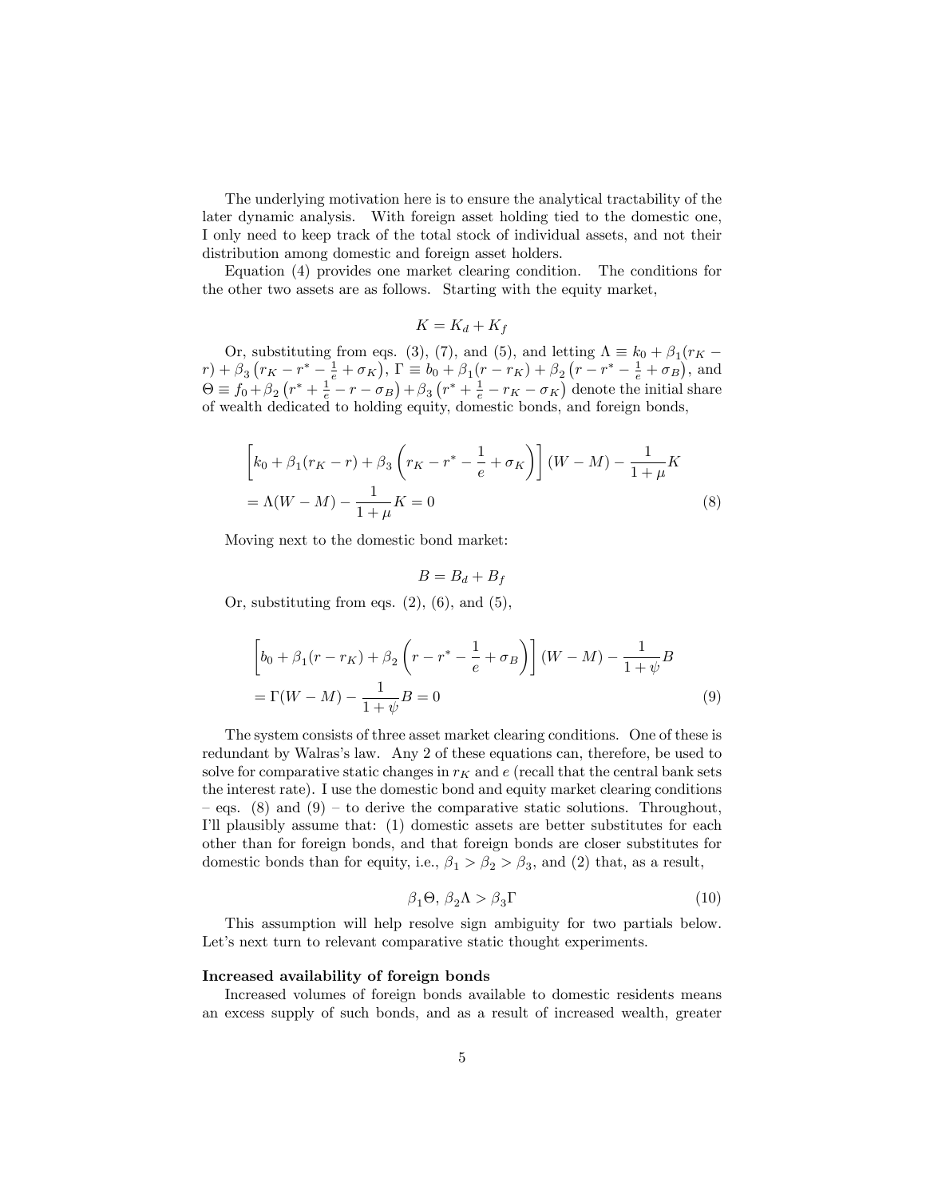The underlying motivation here is to ensure the analytical tractability of the later dynamic analysis. With foreign asset holding tied to the domestic one, I only need to keep track of the total stock of individual assets, and not their distribution among domestic and foreign asset holders.

Equation (4) provides one market clearing condition. The conditions for the other two assets are as follows. Starting with the equity market,

$$K = K_d + K_f$$

Or, substituting from eqs. (3), (7), and (5), and letting $\Lambda \equiv k_0 + \beta_1(r_K - r) + \beta_3\left(r_K - r^* - \frac{1}{e} + \sigma_K\right)$, $\Gamma \equiv b_0 + \beta_1(r - r_K) + \beta_2\left(r - r^* - \frac{1}{e} + \sigma_B\right)$, and $\Theta \equiv f_0 + \beta_2\left(r^* + \frac{1}{e} - r - \sigma_B\right) + \beta_3\left(r^* + \frac{1}{e} - r_K - \sigma_K\right)$ denote the initial share of wealth dedicated to holding equity, domestic bonds, and foreign bonds,

$$\begin{aligned}
&\left[k_0 + \beta_1(r_K - r) + \beta_3\left(r_K - r^* - \frac{1}{e} + \sigma_K\right)\right](W - M) - \frac{1}{1+\mu}K \\
&= \Lambda(W - M) - \frac{1}{1+\mu}K = 0 \qquad (8)
\end{aligned}$$

Moving next to the domestic bond market:

$$B = B_d + B_f$$

Or, substituting from eqs. (2), (6), and (5),

$$\begin{aligned}
&\left[b_0 + \beta_1(r - r_K) + \beta_2\left(r - r^* - \frac{1}{e} + \sigma_B\right)\right](W - M) - \frac{1}{1+\psi}B \\
&= \Gamma(W - M) - \frac{1}{1+\psi}B = 0 \qquad (9)
\end{aligned}$$

The system consists of three asset market clearing conditions. One of these is redundant by Walras's law. Any 2 of these equations can, therefore, be used to solve for comparative static changes in $r_K$ and $e$ (recall that the central bank sets the interest rate). I use the domestic bond and equity market clearing conditions – eqs. (8) and (9) – to derive the comparative static solutions. Throughout, I'll plausibly assume that: (1) domestic assets are better substitutes for each other than for foreign bonds, and that foreign bonds are closer substitutes for domestic bonds than for equity, i.e., $\beta_1 > \beta_2 > \beta_3$, and (2) that, as a result,

$$\beta_1\Theta,\ \beta_2\Lambda > \beta_3\Gamma \qquad (10)$$

This assumption will help resolve sign ambiguity for two partials below. Let's next turn to relevant comparative static thought experiments.

**Increased availability of foreign bonds**

Increased volumes of foreign bonds available to domestic residents means an excess supply of such bonds, and as a result of increased wealth, greater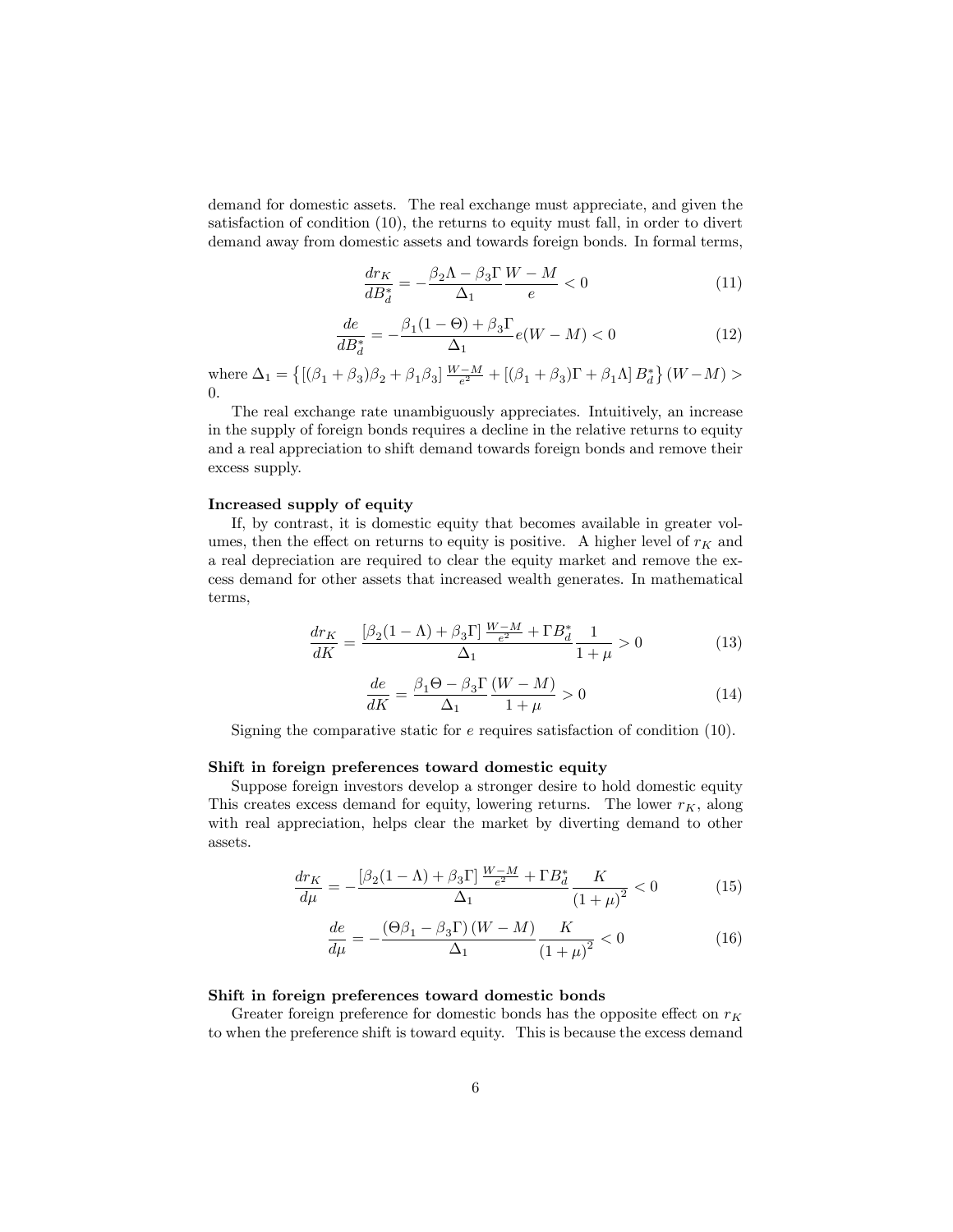demand for domestic assets. The real exchange must appreciate, and given the satisfaction of condition (10), the returns to equity must fall, in order to divert demand away from domestic assets and towards foreign bonds. In formal terms,

$$\frac{dr_K}{dB_d^*} = -\frac{\beta_2\Lambda - \beta_3\Gamma}{\Delta_1}\frac{W-M}{e} < 0 \tag{11}$$

$$\frac{de}{dB_d^*} = -\frac{\beta_1(1-\Theta) + \beta_3\Gamma}{\Delta_1}e(W-M) < 0 \tag{12}$$

where $\Delta_1 = \left\{\left[(\beta_1+\beta_3)\beta_2 + \beta_1\beta_3\right]\frac{W-M}{e^2} + \left[(\beta_1+\beta_3)\Gamma + \beta_1\Lambda\right]B_d^*\right\}(W-M) > 0$.

The real exchange rate unambiguously appreciates. Intuitively, an increase in the supply of foreign bonds requires a decline in the relative returns to equity and a real appreciation to shift demand towards foreign bonds and remove their excess supply.

**Increased supply of equity**

If, by contrast, it is domestic equity that becomes available in greater volumes, then the effect on returns to equity is positive. A higher level of $r_K$ and a real depreciation are required to clear the equity market and remove the excess demand for other assets that increased wealth generates. In mathematical terms,

$$\frac{dr_K}{dK} = \frac{\left[\beta_2(1-\Lambda) + \beta_3\Gamma\right]\frac{W-M}{e^2} + \Gamma B_d^*}{\Delta_1}\frac{1}{1+\mu} > 0 \tag{13}$$

$$\frac{de}{dK} = \frac{\beta_1\Theta - \beta_3\Gamma}{\Delta_1}\frac{(W-M)}{1+\mu} > 0 \tag{14}$$

Signing the comparative static for $e$ requires satisfaction of condition (10).

**Shift in foreign preferences toward domestic equity**

Suppose foreign investors develop a stronger desire to hold domestic equity This creates excess demand for equity, lowering returns. The lower $r_K$, along with real appreciation, helps clear the market by diverting demand to other assets.

$$\frac{dr_K}{d\mu} = -\frac{\left[\beta_2(1-\Lambda) + \beta_3\Gamma\right]\frac{W-M}{e^2} + \Gamma B_d^*}{\Delta_1}\frac{K}{(1+\mu)^2} < 0 \tag{15}$$

$$\frac{de}{d\mu} = -\frac{(\Theta\beta_1 - \beta_3\Gamma)(W-M)}{\Delta_1}\frac{K}{(1+\mu)^2} < 0 \tag{16}$$

**Shift in foreign preferences toward domestic bonds**

Greater foreign preference for domestic bonds has the opposite effect on $r_K$ to when the preference shift is toward equity. This is because the excess demand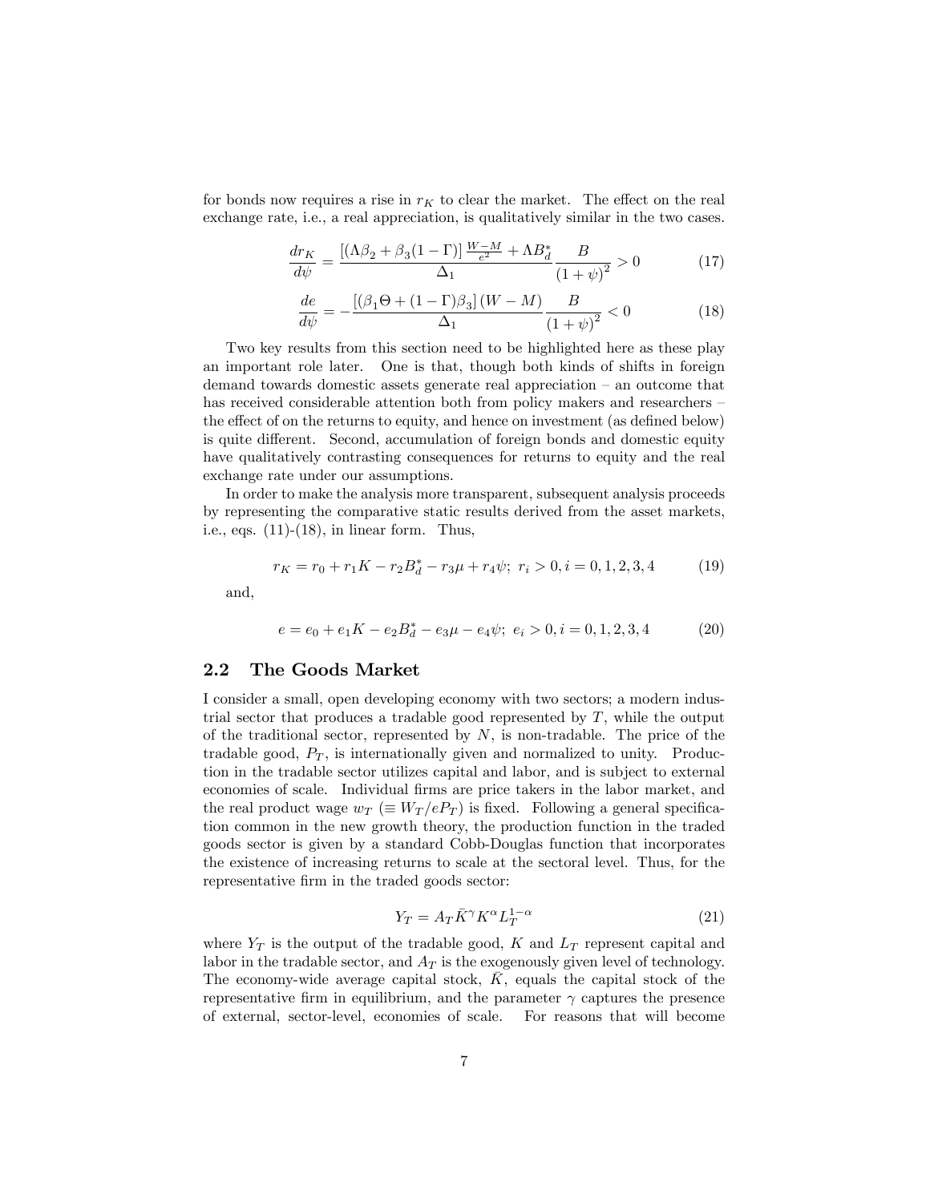for bonds now requires a rise in $r_K$ to clear the market. The effect on the real exchange rate, i.e., a real appreciation, is qualitatively similar in the two cases.

$$\frac{dr_K}{d\psi} = \frac{[(\Lambda\beta_2 + \beta_3(1-\Gamma)]\frac{W-M}{e^2} + \Lambda B_d^*}{\Delta_1}\frac{B}{(1+\psi)^2} > 0 \tag{17}$$

$$\frac{de}{d\psi} = -\frac{[(\beta_1\Theta + (1-\Gamma)\beta_3](W-M)}{\Delta_1}\frac{B}{(1+\psi)^2} < 0 \tag{18}$$

Two key results from this section need to be highlighted here as these play an important role later. One is that, though both kinds of shifts in foreign demand towards domestic assets generate real appreciation – an outcome that has received considerable attention both from policy makers and researchers – the effect of on the returns to equity, and hence on investment (as defined below) is quite different. Second, accumulation of foreign bonds and domestic equity have qualitatively contrasting consequences for returns to equity and the real exchange rate under our assumptions.

In order to make the analysis more transparent, subsequent analysis proceeds by representing the comparative static results derived from the asset markets, i.e., eqs. (11)-(18), in linear form. Thus,

$$r_K = r_0 + r_1 K - r_2 B_d^* - r_3\mu + r_4\psi;\ r_i > 0, i = 0,1,2,3,4 \tag{19}$$

and,

$$e = e_0 + e_1 K - e_2 B_d^* - e_3\mu - e_4\psi;\ e_i > 0, i = 0,1,2,3,4 \tag{20}$$

## 2.2 The Goods Market

I consider a small, open developing economy with two sectors; a modern industrial sector that produces a tradable good represented by $T$, while the output of the traditional sector, represented by $N$, is non-tradable. The price of the tradable good, $P_T$, is internationally given and normalized to unity. Production in the tradable sector utilizes capital and labor, and is subject to external economies of scale. Individual firms are price takers in the labor market, and the real product wage $w_T$ ($\equiv W_T/eP_T$) is fixed. Following a general specification common in the new growth theory, the production function in the traded goods sector is given by a standard Cobb-Douglas function that incorporates the existence of increasing returns to scale at the sectoral level. Thus, for the representative firm in the traded goods sector:

$$Y_T = A_T\bar{K}^{\gamma}K^{\alpha}L_T^{1-\alpha} \tag{21}$$

where $Y_T$ is the output of the tradable good, $K$ and $L_T$ represent capital and labor in the tradable sector, and $A_T$ is the exogenously given level of technology. The economy-wide average capital stock, $\bar{K}$, equals the capital stock of the representative firm in equilibrium, and the parameter $\gamma$ captures the presence of external, sector-level, economies of scale. For reasons that will become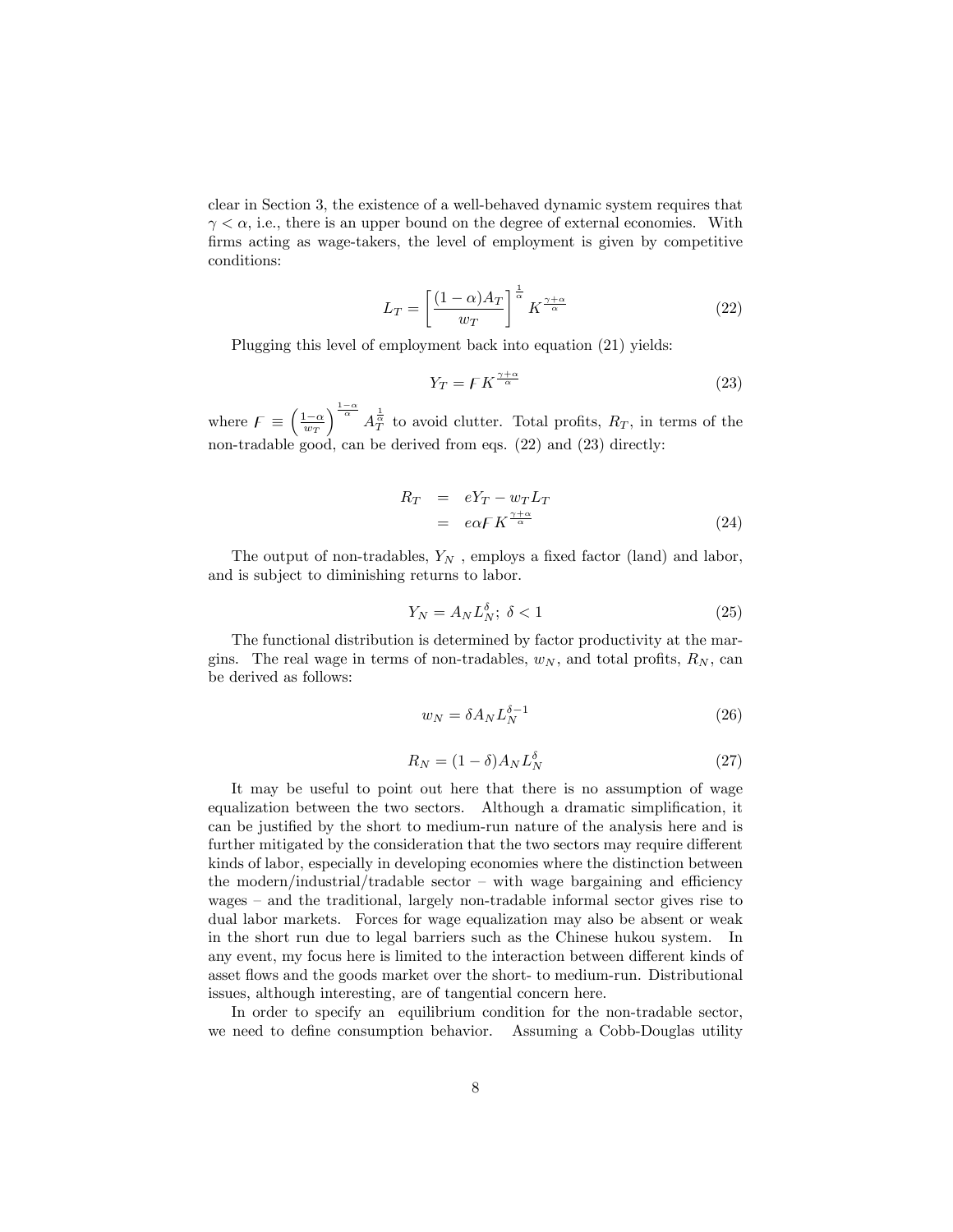clear in Section 3, the existence of a well-behaved dynamic system requires that $\gamma < \alpha$, i.e., there is an upper bound on the degree of external economies. With firms acting as wage-takers, the level of employment is given by competitive conditions:

$$L_T = \left[ \frac{(1-\alpha)A_T}{w_T} \right]^{\frac{1}{\alpha}} K^{\frac{\gamma+\alpha}{\alpha}} \tag{22}$$

Plugging this level of employment back into equation (21) yields:

$$Y_T = \digamma K^{\frac{\gamma+\alpha}{\alpha}} \tag{23}$$

where $\digamma \equiv \left(\frac{1-\alpha}{w_T}\right)^{\frac{1-\alpha}{\alpha}} A_T^{\frac{1}{\alpha}}$ to avoid clutter. Total profits, $R_T$, in terms of the non-tradable good, can be derived from eqs. (22) and (23) directly:

$$\begin{aligned} R_T &= eY_T - w_T L_T \\ &= e\alpha \digamma K^{\frac{\gamma+\alpha}{\alpha}} \end{aligned} \tag{24}$$

The output of non-tradables, $Y_N$ , employs a fixed factor (land) and labor, and is subject to diminishing returns to labor.

$$Y_N = A_N L_N^{\delta};\ \delta < 1 \tag{25}$$

The functional distribution is determined by factor productivity at the margins. The real wage in terms of non-tradables, $w_N$, and total profits, $R_N$, can be derived as follows:

$$w_N = \delta A_N L_N^{\delta - 1} \tag{26}$$

$$R_N = (1-\delta) A_N L_N^{\delta} \tag{27}$$

It may be useful to point out here that there is no assumption of wage equalization between the two sectors. Although a dramatic simplification, it can be justified by the short to medium-run nature of the analysis here and is further mitigated by the consideration that the two sectors may require different kinds of labor, especially in developing economies where the distinction between the modern/industrial/tradable sector – with wage bargaining and efficiency wages – and the traditional, largely non-tradable informal sector gives rise to dual labor markets. Forces for wage equalization may also be absent or weak in the short run due to legal barriers such as the Chinese hukou system. In any event, my focus here is limited to the interaction between different kinds of asset flows and the goods market over the short- to medium-run. Distributional issues, although interesting, are of tangential concern here.

In order to specify an equilibrium condition for the non-tradable sector, we need to define consumption behavior. Assuming a Cobb-Douglas utility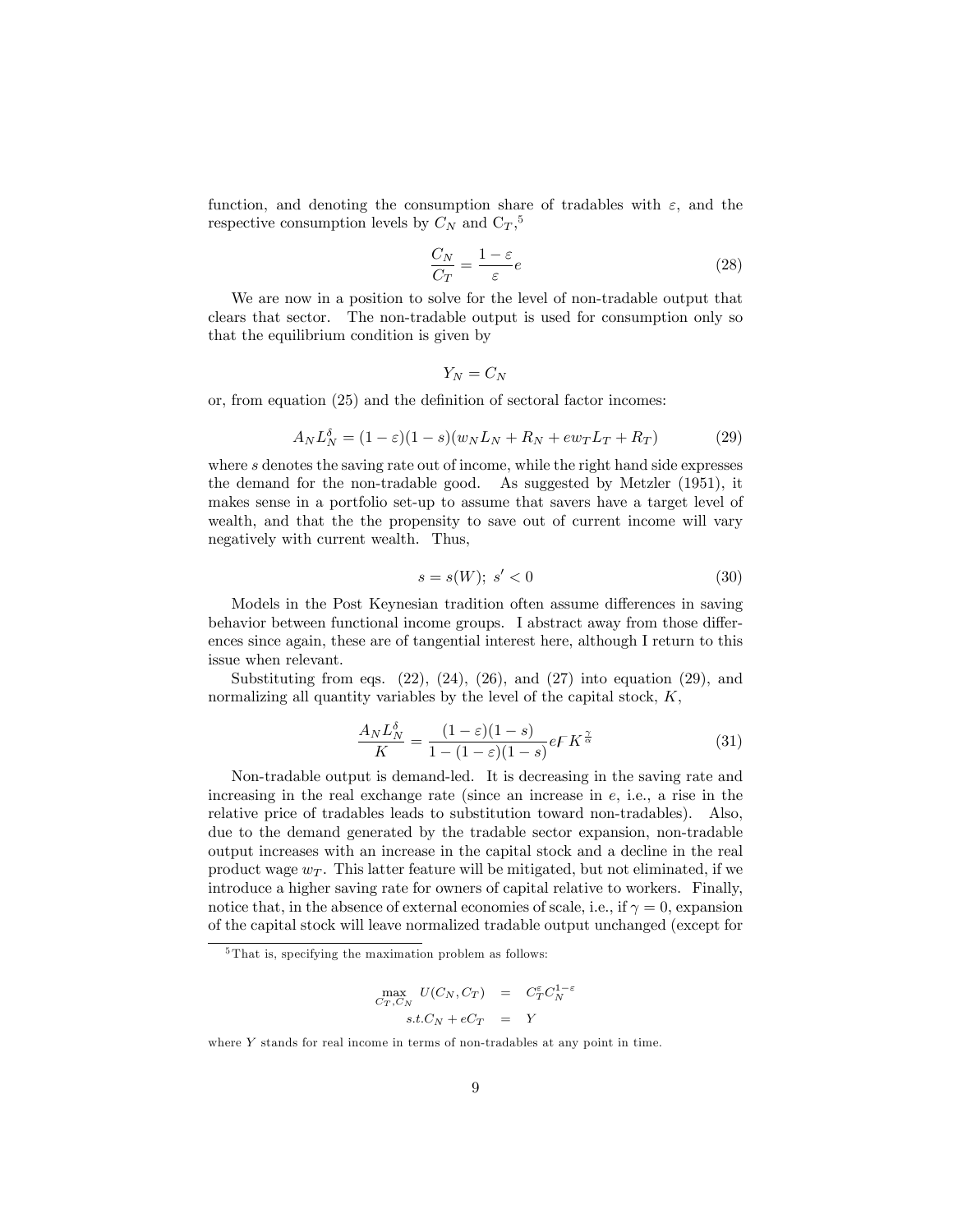function, and denoting the consumption share of tradables with $\varepsilon$, and the respective consumption levels by $C_N$ and $C_T$,[5]

$$\frac{C_N}{C_T} = \frac{1-\varepsilon}{\varepsilon}e \tag{28}$$

We are now in a position to solve for the level of non-tradable output that clears that sector. The non-tradable output is used for consumption only so that the equilibrium condition is given by

$$Y_N = C_N$$

or, from equation (25) and the definition of sectoral factor incomes:

$$A_N L_N^{\delta} = (1-\varepsilon)(1-s)(w_N L_N + R_N + e w_T L_T + R_T) \tag{29}$$

where $s$ denotes the saving rate out of income, while the right hand side expresses the demand for the non-tradable good. As suggested by Metzler (1951), it makes sense in a portfolio set-up to assume that savers have a target level of wealth, and that the the propensity to save out of current income will vary negatively with current wealth. Thus,

$$s = s(W);\ s' < 0 \tag{30}$$

Models in the Post Keynesian tradition often assume differences in saving behavior between functional income groups. I abstract away from those differences since again, these are of tangential interest here, although I return to this issue when relevant.

Substituting from eqs. (22), (24), (26), and (27) into equation (29), and normalizing all quantity variables by the level of the capital stock, $K$,

$$\frac{A_N L_N^{\delta}}{K} = \frac{(1-\varepsilon)(1-s)}{1-(1-\varepsilon)(1-s)} e\Gamma K^{\frac{\gamma}{\alpha}} \tag{31}$$

Non-tradable output is demand-led. It is decreasing in the saving rate and increasing in the real exchange rate (since an increase in $e$, i.e., a rise in the relative price of tradables leads to substitution toward non-tradables). Also, due to the demand generated by the tradable sector expansion, non-tradable output increases with an increase in the capital stock and a decline in the real product wage $w_T$. This latter feature will be mitigated, but not eliminated, if we introduce a higher saving rate for owners of capital relative to workers. Finally, notice that, in the absence of external economies of scale, i.e., if $\gamma = 0$, expansion of the capital stock will leave normalized tradable output unchanged (except for

[5] That is, specifying the maximation problem as follows:

$$\max_{C_T, C_N} \ U(C_N, C_T) = C_T^{\varepsilon} C_N^{1-\varepsilon}$$
$$s.t. C_N + eC_T = Y$$

where $Y$ stands for real income in terms of non-tradables at any point in time.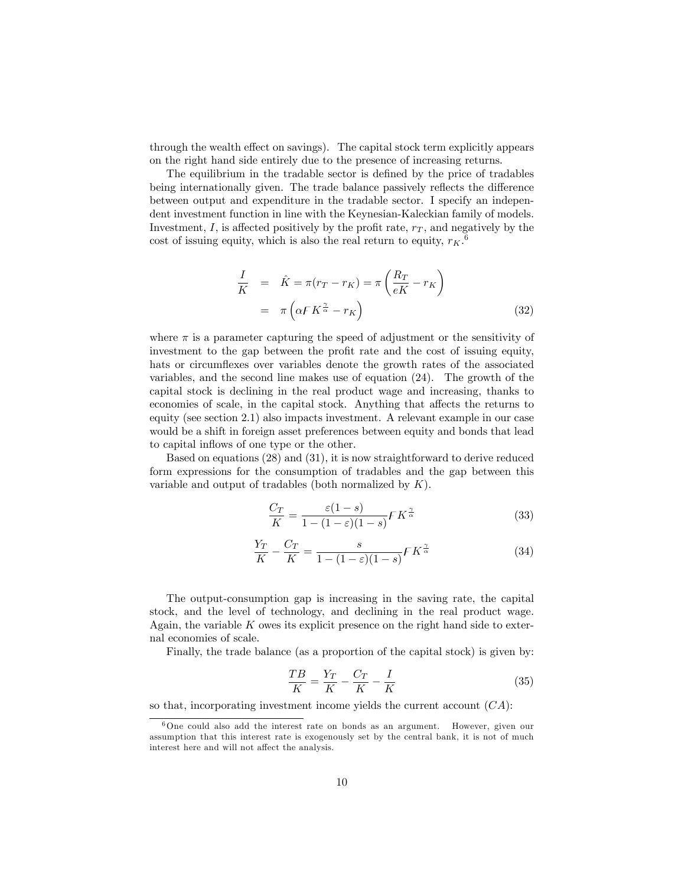through the wealth effect on savings). The capital stock term explicitly appears on the right hand side entirely due to the presence of increasing returns.

The equilibrium in the tradable sector is defined by the price of tradables being internationally given. The trade balance passively reflects the difference between output and expenditure in the tradable sector. I specify an independent investment function in line with the Keynesian-Kaleckian family of models. Investment, $I$, is affected positively by the profit rate, $r_T$, and negatively by the cost of issuing equity, which is also the real return to equity, $r_K$.[6]

$$
\begin{aligned}
\frac{I}{K} &= \hat{K} = \pi(r_T - r_K) = \pi\left(\frac{R_T}{eK} - r_K\right) \\
&= \pi\left(\alpha \digamma K^{\frac{\gamma}{\alpha}} - r_K\right)
\end{aligned}
\tag{32}
$$

where $\pi$ is a parameter capturing the speed of adjustment or the sensitivity of investment to the gap between the profit rate and the cost of issuing equity, hats or circumflexes over variables denote the growth rates of the associated variables, and the second line makes use of equation (24). The growth of the capital stock is declining in the real product wage and increasing, thanks to economies of scale, in the capital stock. Anything that affects the returns to equity (see section 2.1) also impacts investment. A relevant example in our case would be a shift in foreign asset preferences between equity and bonds that lead to capital inflows of one type or the other.

Based on equations (28) and (31), it is now straightforward to derive reduced form expressions for the consumption of tradables and the gap between this variable and output of tradables (both normalized by $K$).

$$
\frac{C_T}{K} = \frac{\varepsilon(1-s)}{1-(1-\varepsilon)(1-s)} \digamma K^{\frac{\gamma}{\alpha}} \tag{33}
$$

$$
\frac{Y_T}{K} - \frac{C_T}{K} = \frac{s}{1-(1-\varepsilon)(1-s)} \digamma K^{\frac{\gamma}{\alpha}} \tag{34}
$$

The output-consumption gap is increasing in the saving rate, the capital stock, and the level of technology, and declining in the real product wage. Again, the variable $K$ owes its explicit presence on the right hand side to external economies of scale.

Finally, the trade balance (as a proportion of the capital stock) is given by:

$$
\frac{TB}{K} = \frac{Y_T}{K} - \frac{C_T}{K} - \frac{I}{K} \tag{35}
$$

so that, incorporating investment income yields the current account ($CA$):

[6] One could also add the interest rate on bonds as an argument. However, given our assumption that this interest rate is exogenously set by the central bank, it is not of much interest here and will not affect the analysis.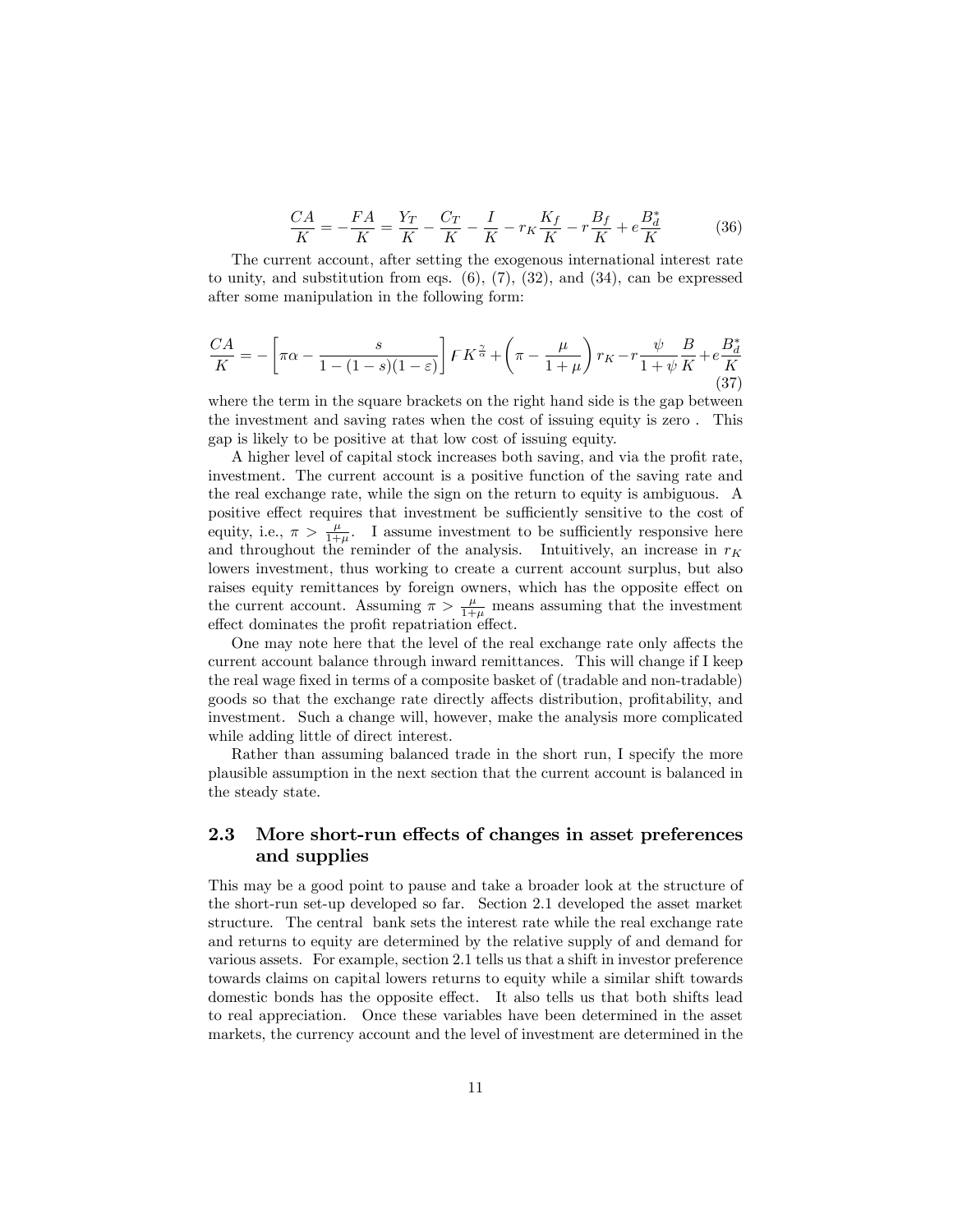$$\frac{CA}{K} = -\frac{FA}{K} = \frac{Y_T}{K} - \frac{C_T}{K} - \frac{I}{K} - r_K \frac{K_f}{K} - r\frac{B_f}{K} + e\frac{B_d^*}{K} \tag{36}$$

The current account, after setting the exogenous international interest rate to unity, and substitution from eqs. (6), (7), (32), and (34), can be expressed after some manipulation in the following form:

$$\frac{CA}{K} = -\left[\pi\alpha - \frac{s}{1-(1-s)(1-\varepsilon)}\right] \digamma K^{\frac{\gamma}{\alpha}} + \left(\pi - \frac{\mu}{1+\mu}\right) r_K - r\frac{\psi}{1+\psi}\frac{B}{K} + e\frac{B_d^*}{K} \tag{37}$$

where the term in the square brackets on the right hand side is the gap between the investment and saving rates when the cost of issuing equity is zero . This gap is likely to be positive at that low cost of issuing equity.

A higher level of capital stock increases both saving, and via the profit rate, investment. The current account is a positive function of the saving rate and the real exchange rate, while the sign on the return to equity is ambiguous. A positive effect requires that investment be sufficiently sensitive to the cost of equity, i.e., $\pi > \frac{\mu}{1+\mu}$. I assume investment to be sufficiently responsive here and throughout the reminder of the analysis. Intuitively, an increase in $r_K$ lowers investment, thus working to create a current account surplus, but also raises equity remittances by foreign owners, which has the opposite effect on the current account. Assuming $\pi > \frac{\mu}{1+\mu}$ means assuming that the investment effect dominates the profit repatriation effect.

One may note here that the level of the real exchange rate only affects the current account balance through inward remittances. This will change if I keep the real wage fixed in terms of a composite basket of (tradable and non-tradable) goods so that the exchange rate directly affects distribution, profitability, and investment. Such a change will, however, make the analysis more complicated while adding little of direct interest.

Rather than assuming balanced trade in the short run, I specify the more plausible assumption in the next section that the current account is balanced in the steady state.

## 2.3 More short-run effects of changes in asset preferences and supplies

This may be a good point to pause and take a broader look at the structure of the short-run set-up developed so far. Section 2.1 developed the asset market structure. The central bank sets the interest rate while the real exchange rate and returns to equity are determined by the relative supply of and demand for various assets. For example, section 2.1 tells us that a shift in investor preference towards claims on capital lowers returns to equity while a similar shift towards domestic bonds has the opposite effect. It also tells us that both shifts lead to real appreciation. Once these variables have been determined in the asset markets, the currency account and the level of investment are determined in the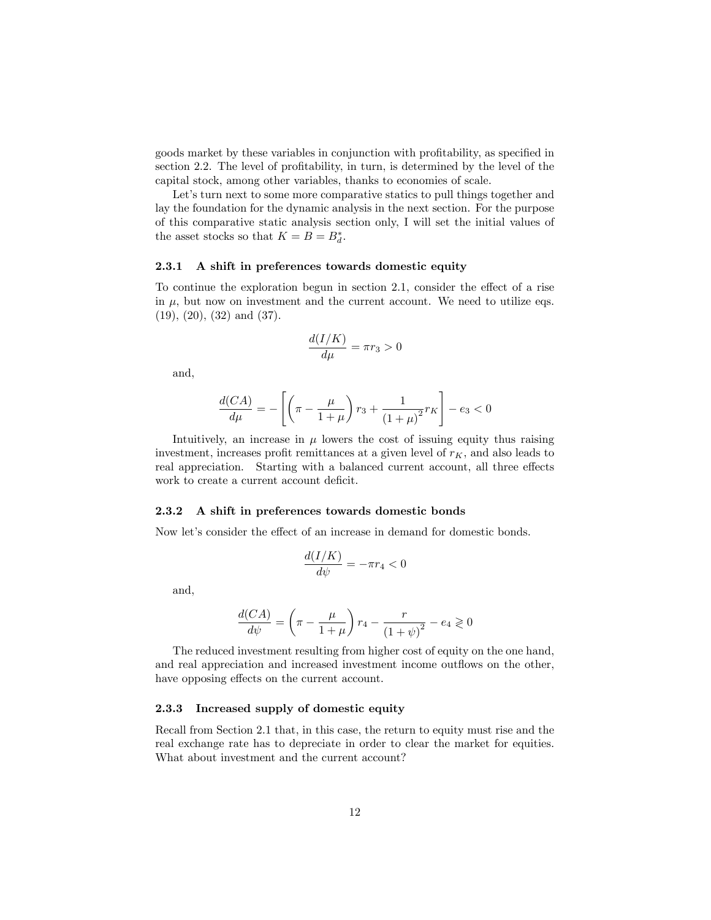goods market by these variables in conjunction with profitability, as specified in section 2.2. The level of profitability, in turn, is determined by the level of the capital stock, among other variables, thanks to economies of scale.

Let's turn next to some more comparative statics to pull things together and lay the foundation for the dynamic analysis in the next section. For the purpose of this comparative static analysis section only, I will set the initial values of the asset stocks so that $K = B = B_d^*$.

### 2.3.1 A shift in preferences towards domestic equity

To continue the exploration begun in section 2.1, consider the effect of a rise in $\mu$, but now on investment and the current account. We need to utilize eqs. (19), (20), (32) and (37).

$$\frac{d(I/K)}{d\mu} = \pi r_3 > 0$$

and,

$$\frac{d(CA)}{d\mu} = -\left[\left(\pi - \frac{\mu}{1+\mu}\right) r_3 + \frac{1}{(1+\mu)^2} r_K\right] - e_3 < 0$$

Intuitively, an increase in $\mu$ lowers the cost of issuing equity thus raising investment, increases profit remittances at a given level of $r_K$, and also leads to real appreciation. Starting with a balanced current account, all three effects work to create a current account deficit.

### 2.3.2 A shift in preferences towards domestic bonds

Now let's consider the effect of an increase in demand for domestic bonds.

$$\frac{d(I/K)}{d\psi} = -\pi r_4 < 0$$

and,

$$\frac{d(CA)}{d\psi} = \left(\pi - \frac{\mu}{1+\mu}\right) r_4 - \frac{r}{(1+\psi)^2} - e_4 \gtrless 0$$

The reduced investment resulting from higher cost of equity on the one hand, and real appreciation and increased investment income outflows on the other, have opposing effects on the current account.

### 2.3.3 Increased supply of domestic equity

Recall from Section 2.1 that, in this case, the return to equity must rise and the real exchange rate has to depreciate in order to clear the market for equities. What about investment and the current account?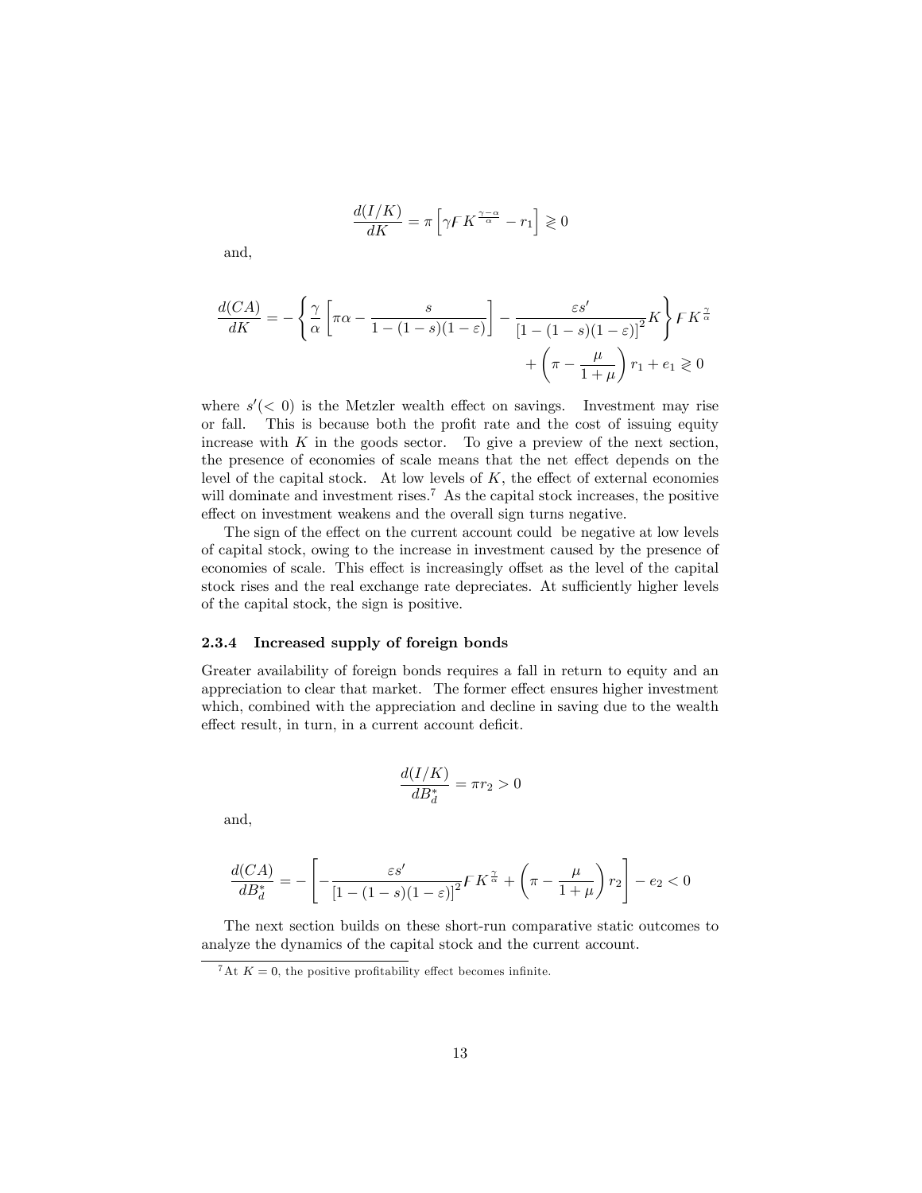$$\frac{d(I/K)}{dK} = \pi \left[ \gamma F K^{\frac{\gamma - \alpha}{\alpha}} - r_1 \right] \gtrless 0$$

and,

$$\frac{d(CA)}{dK} = - \left\{ \frac{\gamma}{\alpha} \left[ \pi\alpha - \frac{s}{1 - (1-s)(1-\varepsilon)} \right] - \frac{\varepsilon s'}{\left[1 - (1-s)(1-\varepsilon)\right]^2} K \right\} F K^{\frac{\gamma}{\alpha}} + \left( \pi - \frac{\mu}{1+\mu} \right) r_1 + e_1 \gtrless 0$$

where $s' (< 0)$ is the Metzler wealth effect on savings. Investment may rise or fall. This is because both the profit rate and the cost of issuing equity increase with $K$ in the goods sector. To give a preview of the next section, the presence of economies of scale means that the net effect depends on the level of the capital stock. At low levels of $K$, the effect of external economies will dominate and investment rises.[7] As the capital stock increases, the positive effect on investment weakens and the overall sign turns negative.

The sign of the effect on the current account could be negative at low levels of capital stock, owing to the increase in investment caused by the presence of economies of scale. This effect is increasingly offset as the level of the capital stock rises and the real exchange rate depreciates. At sufficiently higher levels of the capital stock, the sign is positive.

### 2.3.4 Increased supply of foreign bonds

Greater availability of foreign bonds requires a fall in return to equity and an appreciation to clear that market. The former effect ensures higher investment which, combined with the appreciation and decline in saving due to the wealth effect result, in turn, in a current account deficit.

$$\frac{d(I/K)}{dB_d^*} = \pi r_2 > 0$$

and,

$$\frac{d(CA)}{dB_d^*} = - \left[ - \frac{\varepsilon s'}{\left[1 - (1-s)(1-\varepsilon)\right]^2} F K^{\frac{\gamma}{\alpha}} + \left( \pi - \frac{\mu}{1+\mu} \right) r_2 \right] - e_2 < 0$$

The next section builds on these short-run comparative static outcomes to analyze the dynamics of the capital stock and the current account.

[7] At $K = 0$, the positive profitability effect becomes infinite.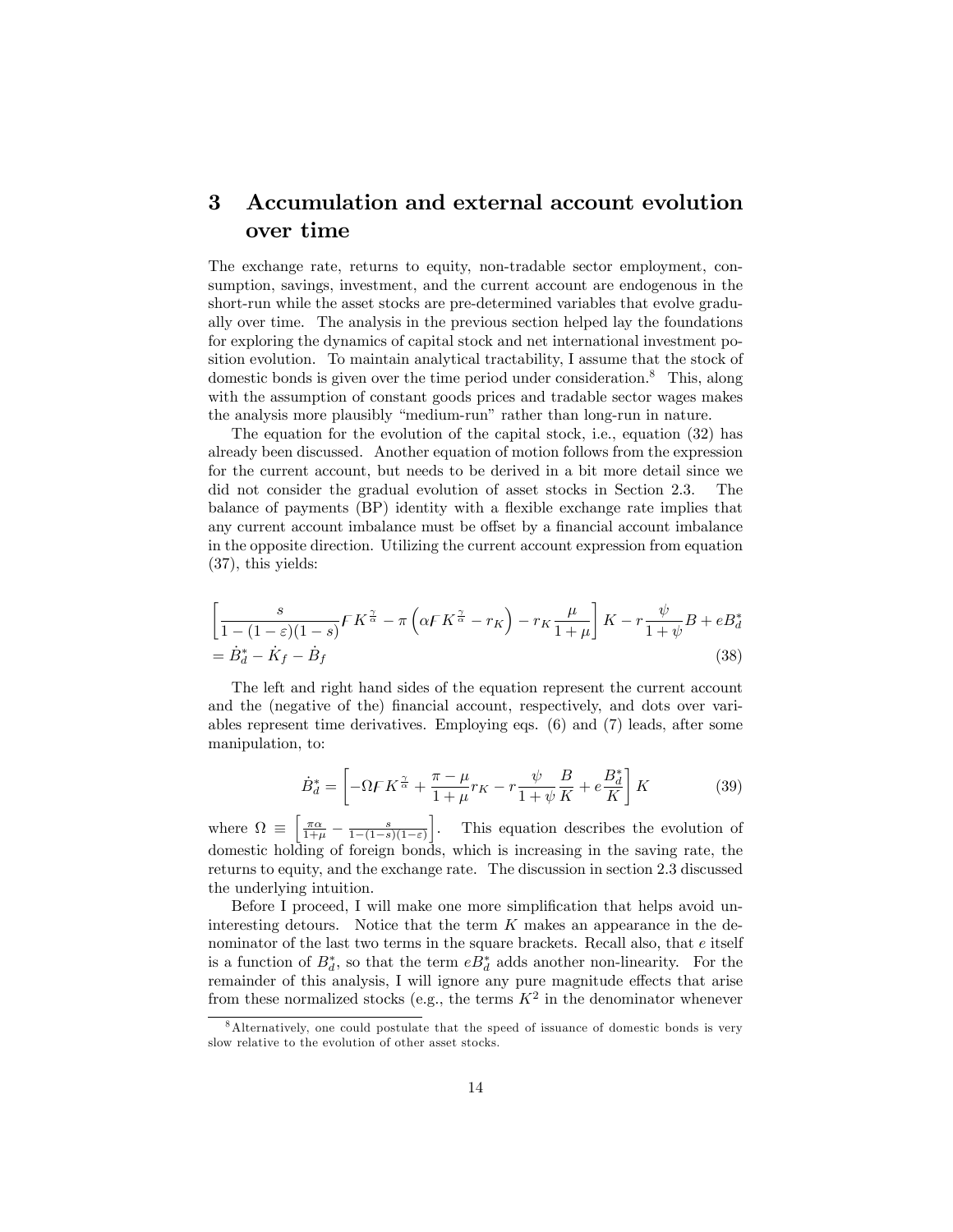# 3 Accumulation and external account evolution over time

The exchange rate, returns to equity, non-tradable sector employment, consumption, savings, investment, and the current account are endogenous in the short-run while the asset stocks are pre-determined variables that evolve gradually over time. The analysis in the previous section helped lay the foundations for exploring the dynamics of capital stock and net international investment position evolution. To maintain analytical tractability, I assume that the stock of domestic bonds is given over the time period under consideration.[8] This, along with the assumption of constant goods prices and tradable sector wages makes the analysis more plausibly "medium-run" rather than long-run in nature.

The equation for the evolution of the capital stock, i.e., equation (32) has already been discussed. Another equation of motion follows from the expression for the current account, but needs to be derived in a bit more detail since we did not consider the gradual evolution of asset stocks in Section 2.3. The balance of payments (BP) identity with a flexible exchange rate implies that any current account imbalance must be offset by a financial account imbalance in the opposite direction. Utilizing the current account expression from equation (37), this yields:

$$\left[\frac{s}{1-(1-\varepsilon)(1-s)}\Gamma K^{\frac{\gamma}{\alpha}} - \pi\left(\alpha\Gamma K^{\frac{\gamma}{\alpha}} - r_K\right) - r_K\frac{\mu}{1+\mu}\right]K - r\frac{\psi}{1+\psi}B + eB_d^* = \dot{B}_d^* - \dot{K}_f - \dot{B}_f \tag{38}$$

The left and right hand sides of the equation represent the current account and the (negative of the) financial account, respectively, and dots over variables represent time derivatives. Employing eqs. (6) and (7) leads, after some manipulation, to:

$$\dot{B}_d^* = \left[-\Omega\Gamma K^{\frac{\gamma}{\alpha}} + \frac{\pi-\mu}{1+\mu}r_K - r\frac{\psi}{1+\psi}\frac{B}{K} + e\frac{B_d^*}{K}\right]K \tag{39}$$

where $\Omega \equiv \left[\frac{\pi\alpha}{1+\mu} - \frac{s}{1-(1-s)(1-\varepsilon)}\right]$. This equation describes the evolution of domestic holding of foreign bonds, which is increasing in the saving rate, the returns to equity, and the exchange rate. The discussion in section 2.3 discussed the underlying intuition.

Before I proceed, I will make one more simplification that helps avoid uninteresting detours. Notice that the term $K$ makes an appearance in the denominator of the last two terms in the square brackets. Recall also, that $e$ itself is a function of $B_d^*$, so that the term $eB_d^*$ adds another non-linearity. For the remainder of this analysis, I will ignore any pure magnitude effects that arise from these normalized stocks (e.g., the terms $K^2$ in the denominator whenever

[8] Alternatively, one could postulate that the speed of issuance of domestic bonds is very slow relative to the evolution of other asset stocks.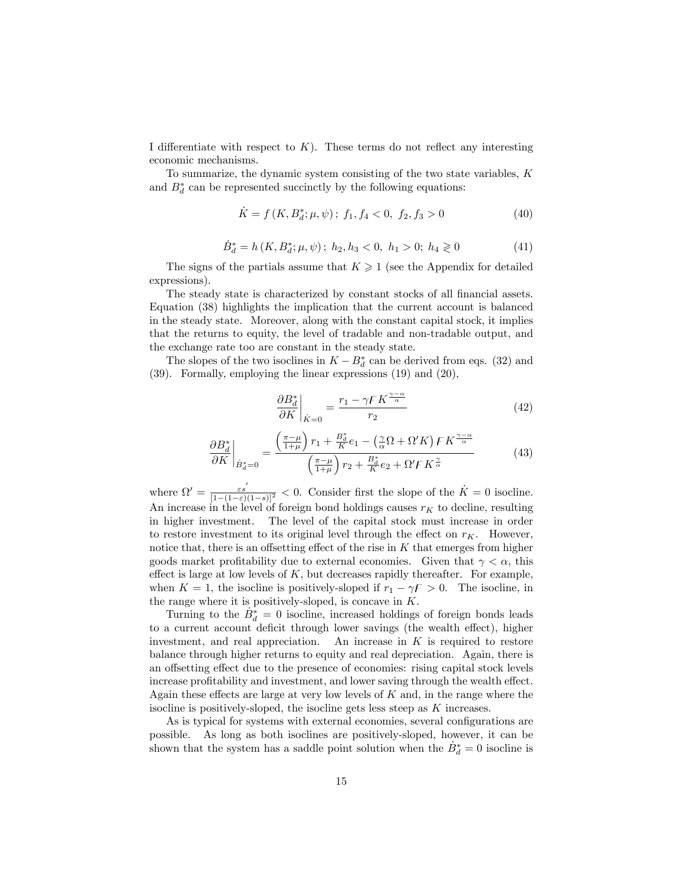I differentiate with respect to $K$). These terms do not reflect any interesting economic mechanisms.

To summarize, the dynamic system consisting of the two state variables, $K$ and $B_d^*$ can be represented succinctly by the following equations:

$$\dot{K} = f\left(K, B_d^*; \mu, \psi\right);\ f_1, f_4 < 0,\ f_2, f_3 > 0 \tag{40}$$

$$\dot{B}_d^* = h\left(K, B_d^*; \mu, \psi\right);\ h_2, h_3 < 0,\ h_1 > 0;\ h_4 \gtrless 0 \tag{41}$$

The signs of the partials assume that $K \geqslant 1$ (see the Appendix for detailed expressions).

The steady state is characterized by constant stocks of all financial assets. Equation (38) highlights the implication that the current account is balanced in the steady state. Moreover, along with the constant capital stock, it implies that the returns to equity, the level of tradable and non-tradable output, and the exchange rate too are constant in the steady state.

The slopes of the two isoclines in $K - B_d^*$ can be derived from eqs. (32) and (39). Formally, employing the linear expressions (19) and (20),

$$\left.\frac{\partial B_d^*}{\partial K}\right|_{\dot{K}=0} = \frac{r_1 - \gamma F K^{\frac{\gamma-\alpha}{\alpha}}}{r_2} \tag{42}$$

$$\left.\frac{\partial B_d^*}{\partial K}\right|_{\dot{B}_d^*=0} = \frac{\left(\frac{\pi-\mu}{1+\mu}\right) r_1 + \frac{B_d^*}{K} e_1 - \left(\frac{\gamma}{\alpha}\Omega + \Omega' K\right) F K^{\frac{\gamma-\alpha}{\alpha}}}{\left(\frac{\pi-\mu}{1+\mu}\right) r_2 + \frac{B_d^*}{K} e_2 + \Omega' F K^{\frac{\gamma}{\alpha}}} \tag{43}$$

where $\Omega' = \frac{\varepsilon s'}{[1-(1-\varepsilon)(1-s)]^2} < 0$. Consider first the slope of the $\dot{K} = 0$ isocline. An increase in the level of foreign bond holdings causes $r_K$ to decline, resulting in higher investment. The level of the capital stock must increase in order to restore investment to its original level through the effect on $r_K$. However, notice that, there is an offsetting effect of the rise in $K$ that emerges from higher goods market profitability due to external economies. Given that $\gamma < \alpha$, this effect is large at low levels of $K$, but decreases rapidly thereafter. For example, when $K = 1$, the isocline is positively-sloped if $r_1 - \gamma F > 0$. The isocline, in the range where it is positively-sloped, is concave in $K$.

Turning to the $\dot{B}_d^* = 0$ isocline, increased holdings of foreign bonds leads to a current account deficit through lower savings (the wealth effect), higher investment, and real appreciation. An increase in $K$ is required to restore balance through higher returns to equity and real depreciation. Again, there is an offsetting effect due to the presence of economies: rising capital stock levels increase profitability and investment, and lower saving through the wealth effect. Again these effects are large at very low levels of $K$ and, in the range where the isocline is positively-sloped, the isocline gets less steep as $K$ increases.

As is typical for systems with external economies, several configurations are possible. As long as both isoclines are positively-sloped, however, it can be shown that the system has a saddle point solution when the $\dot{B}_d^* = 0$ isocline is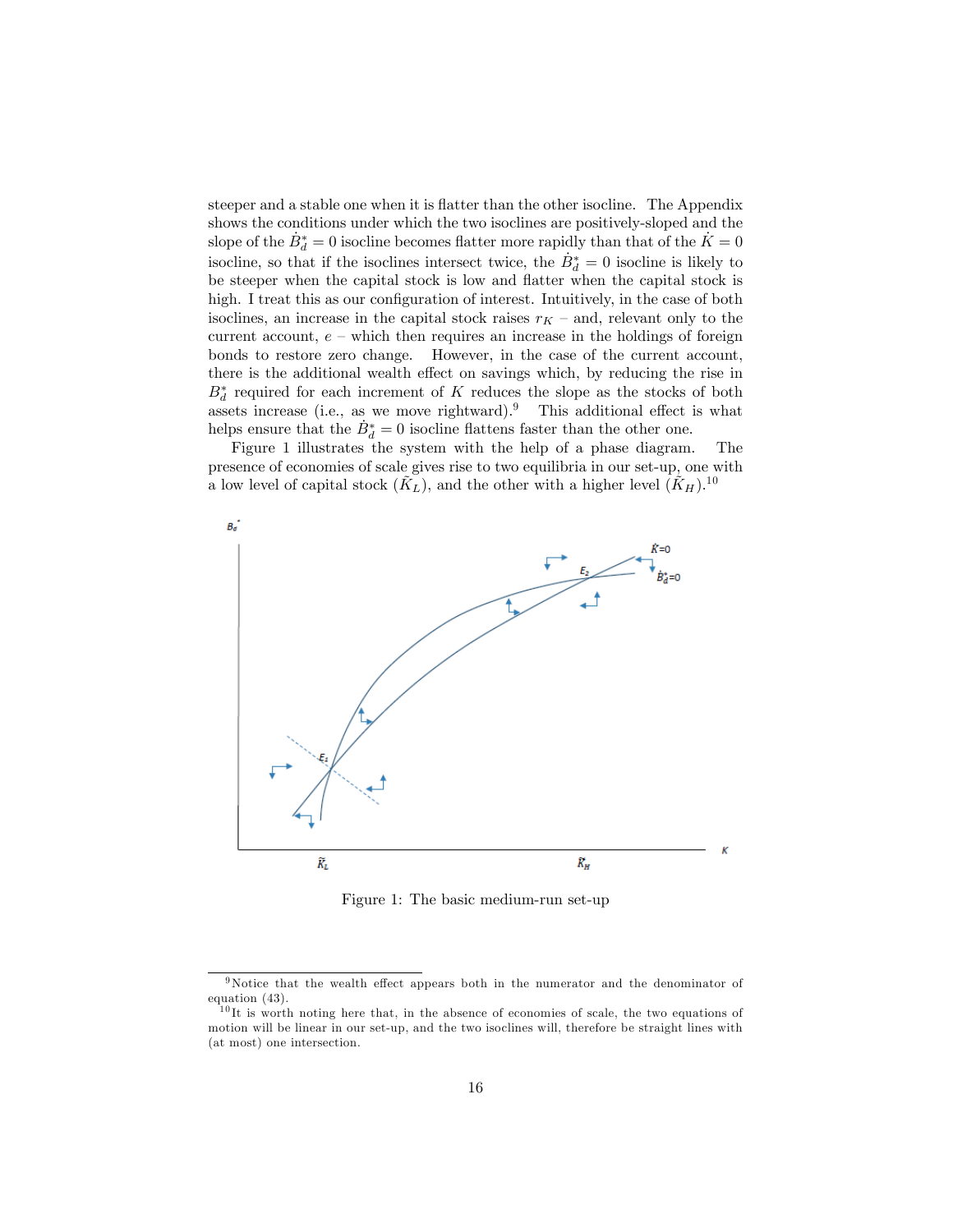steeper and a stable one when it is flatter than the other isocline. The Appendix shows the conditions under which the two isoclines are positively-sloped and the slope of the $\dot{B}_d^* = 0$ isocline becomes flatter more rapidly than that of the $\dot{K} = 0$ isocline, so that if the isoclines intersect twice, the $\dot{B}_d^* = 0$ isocline is likely to be steeper when the capital stock is low and flatter when the capital stock is high. I treat this as our configuration of interest. Intuitively, in the case of both isoclines, an increase in the capital stock raises $r_K$ – and, relevant only to the current account, $e$ – which then requires an increase in the holdings of foreign bonds to restore zero change. However, in the case of the current account, there is the additional wealth effect on savings which, by reducing the rise in $B_d^*$ required for each increment of $K$ reduces the slope as the stocks of both assets increase (i.e., as we move rightward).[9] This additional effect is what helps ensure that the $\dot{B}_d^* = 0$ isocline flattens faster than the other one.

Figure 1 illustrates the system with the help of a phase diagram. The presence of economies of scale gives rise to two equilibria in our set-up, one with a low level of capital stock ($\tilde{K}_L$), and the other with a higher level ($\tilde{K}_H$).[10]

Figure 1: The basic medium-run set-up

[9] Notice that the wealth effect appears both in the numerator and the denominator of equation (43).

[10] It is worth noting here that, in the absence of economies of scale, the two equations of motion will be linear in our set-up, and the two isoclines will, therefore be straight lines with (at most) one intersection.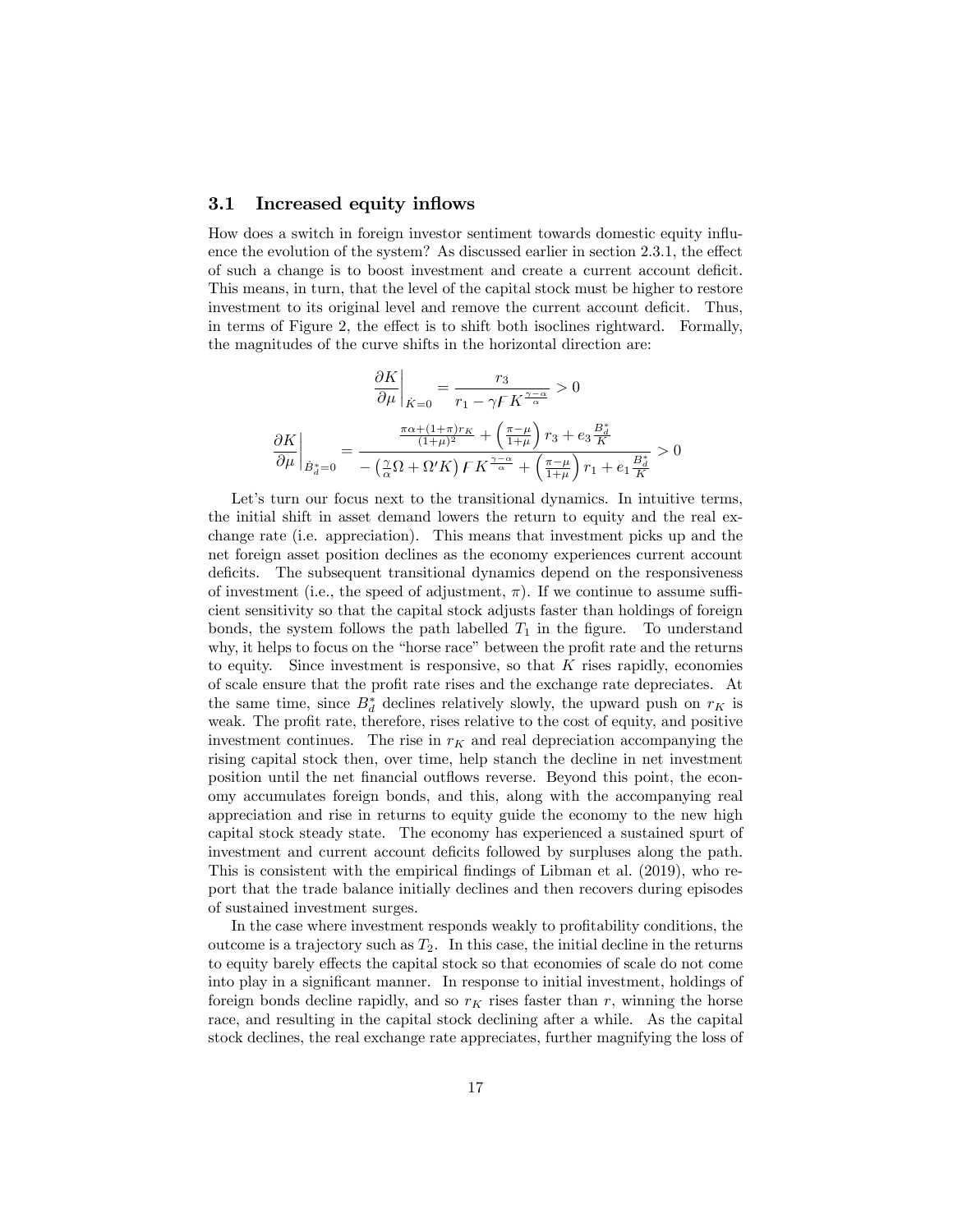### 3.1 Increased equity inflows

How does a switch in foreign investor sentiment towards domestic equity influence the evolution of the system? As discussed earlier in section 2.3.1, the effect of such a change is to boost investment and create a current account deficit. This means, in turn, that the level of the capital stock must be higher to restore investment to its original level and remove the current account deficit. Thus, in terms of Figure 2, the effect is to shift both isoclines rightward. Formally, the magnitudes of the curve shifts in the horizontal direction are:

$$\left.\frac{\partial K}{\partial \mu}\right|_{\dot{K}=0} = \frac{r_3}{r_1 - \gamma F K^{\frac{\gamma-\alpha}{\alpha}}} > 0$$

$$\left.\frac{\partial K}{\partial \mu}\right|_{\dot{B}_d^*=0} = \frac{\frac{\pi\alpha+(1+\pi)r_K}{(1+\mu)^2} + \left(\frac{\pi-\mu}{1+\mu}\right) r_3 + e_3 \frac{B_d^*}{K}}{-\left(\frac{\gamma}{\alpha}\Omega + \Omega' K\right) F K^{\frac{\gamma-\alpha}{\alpha}} + \left(\frac{\pi-\mu}{1+\mu}\right) r_1 + e_1 \frac{B_d^*}{K}} > 0$$

Let's turn our focus next to the transitional dynamics. In intuitive terms, the initial shift in asset demand lowers the return to equity and the real exchange rate (i.e. appreciation). This means that investment picks up and the net foreign asset position declines as the economy experiences current account deficits. The subsequent transitional dynamics depend on the responsiveness of investment (i.e., the speed of adjustment, $\pi$). If we continue to assume sufficient sensitivity so that the capital stock adjusts faster than holdings of foreign bonds, the system follows the path labelled $T_1$ in the figure. To understand why, it helps to focus on the "horse race" between the profit rate and the returns to equity. Since investment is responsive, so that $K$ rises rapidly, economies of scale ensure that the profit rate rises and the exchange rate depreciates. At the same time, since $B_d^*$ declines relatively slowly, the upward push on $r_K$ is weak. The profit rate, therefore, rises relative to the cost of equity, and positive investment continues. The rise in $r_K$ and real depreciation accompanying the rising capital stock then, over time, help stanch the decline in net investment position until the net financial outflows reverse. Beyond this point, the economy accumulates foreign bonds, and this, along with the accompanying real appreciation and rise in returns to equity guide the economy to the new high capital stock steady state. The economy has experienced a sustained spurt of investment and current account deficits followed by surpluses along the path. This is consistent with the empirical findings of Libman et al. (2019), who report that the trade balance initially declines and then recovers during episodes of sustained investment surges.

In the case where investment responds weakly to profitability conditions, the outcome is a trajectory such as $T_2$. In this case, the initial decline in the returns to equity barely effects the capital stock so that economies of scale do not come into play in a significant manner. In response to initial investment, holdings of foreign bonds decline rapidly, and so $r_K$ rises faster than $r$, winning the horse race, and resulting in the capital stock declining after a while. As the capital stock declines, the real exchange rate appreciates, further magnifying the loss of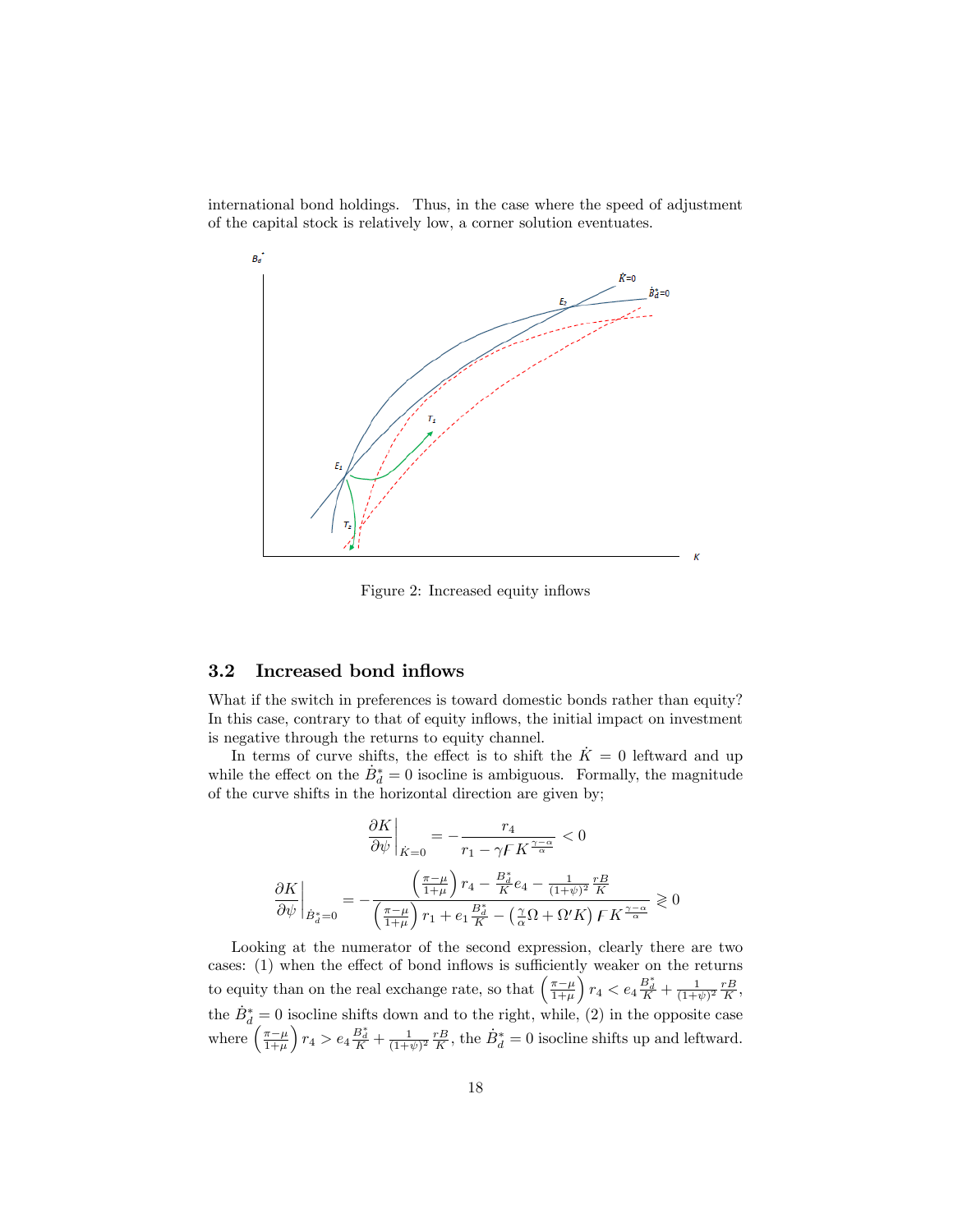international bond holdings. Thus, in the case where the speed of adjustment of the capital stock is relatively low, a corner solution eventuates.

Figure 2: Increased equity inflows

### 3.2 Increased bond inflows

What if the switch in preferences is toward domestic bonds rather than equity? In this case, contrary to that of equity inflows, the initial impact on investment is negative through the returns to equity channel.

In terms of curve shifts, the effect is to shift the $\dot{K} = 0$ leftward and up while the effect on the $\dot{B}_d^* = 0$ isocline is ambiguous. Formally, the magnitude of the curve shifts in the horizontal direction are given by;

$$\left.\frac{\partial K}{\partial \psi}\right|_{\dot{K}=0} = -\frac{r_4}{r_1 - \gamma F K^{\frac{\gamma-\alpha}{\alpha}}} < 0$$

$$\left.\frac{\partial K}{\partial \psi}\right|_{\dot{B}_d^*=0} = -\frac{\left(\frac{\pi-\mu}{1+\mu}\right) r_4 - \frac{B_d^*}{K} e_4 - \frac{1}{(1+\psi)^2}\frac{rB}{K}}{\left(\frac{\pi-\mu}{1+\mu}\right) r_1 + e_1 \frac{B_d^*}{K} - \left(\frac{\gamma}{\alpha}\Omega + \Omega' K\right) F K^{\frac{\gamma-\alpha}{\alpha}}} \gtreqless 0$$

Looking at the numerator of the second expression, clearly there are two cases: (1) when the effect of bond inflows is sufficiently weaker on the returns to equity than on the real exchange rate, so that $\left(\frac{\pi-\mu}{1+\mu}\right) r_4 < e_4 \frac{B_d^*}{K} + \frac{1}{(1+\psi)^2}\frac{rB}{K}$, the $\dot{B}_d^* = 0$ isocline shifts down and to the right, while, (2) in the opposite case where $\left(\frac{\pi-\mu}{1+\mu}\right) r_4 > e_4 \frac{B_d^*}{K} + \frac{1}{(1+\psi)^2}\frac{rB}{K}$, the $\dot{B}_d^* = 0$ isocline shifts up and leftward.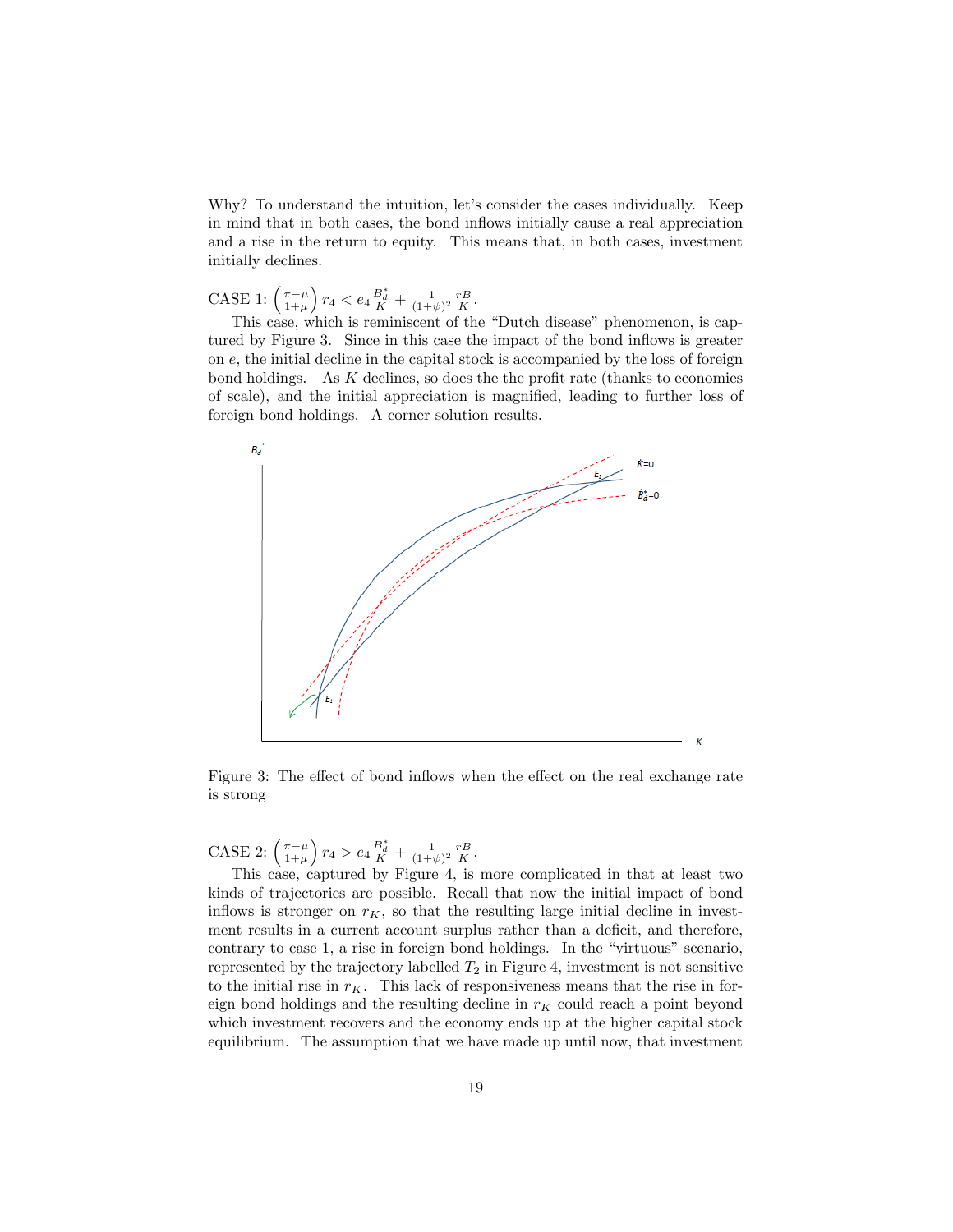Why? To understand the intuition, let's consider the cases individually. Keep in mind that in both cases, the bond inflows initially cause a real appreciation and a rise in the return to equity. This means that, in both cases, investment initially declines.

CASE 1: $\left(\frac{\pi-\mu}{1+\mu}\right) r_4 < e_4 \frac{B_d^*}{K} + \frac{1}{(1+\psi)^2} \frac{rB}{K}$.

This case, which is reminiscent of the "Dutch disease" phenomenon, is captured by Figure 3. Since in this case the impact of the bond inflows is greater on $e$, the initial decline in the capital stock is accompanied by the loss of foreign bond holdings. As $K$ declines, so does the the profit rate (thanks to economies of scale), and the initial appreciation is magnified, leading to further loss of foreign bond holdings. A corner solution results.

Figure 3: The effect of bond inflows when the effect on the real exchange rate is strong

CASE 2: $\left(\frac{\pi-\mu}{1+\mu}\right) r_4 > e_4 \frac{B_d^*}{K} + \frac{1}{(1+\psi)^2} \frac{rB}{K}$.

This case, captured by Figure 4, is more complicated in that at least two kinds of trajectories are possible. Recall that now the initial impact of bond inflows is stronger on $r_K$, so that the resulting large initial decline in investment results in a current account surplus rather than a deficit, and therefore, contrary to case 1, a rise in foreign bond holdings. In the "virtuous" scenario, represented by the trajectory labelled $T_2$ in Figure 4, investment is not sensitive to the initial rise in $r_K$. This lack of responsiveness means that the rise in foreign bond holdings and the resulting decline in $r_K$ could reach a point beyond which investment recovers and the economy ends up at the higher capital stock equilibrium. The assumption that we have made up until now, that investment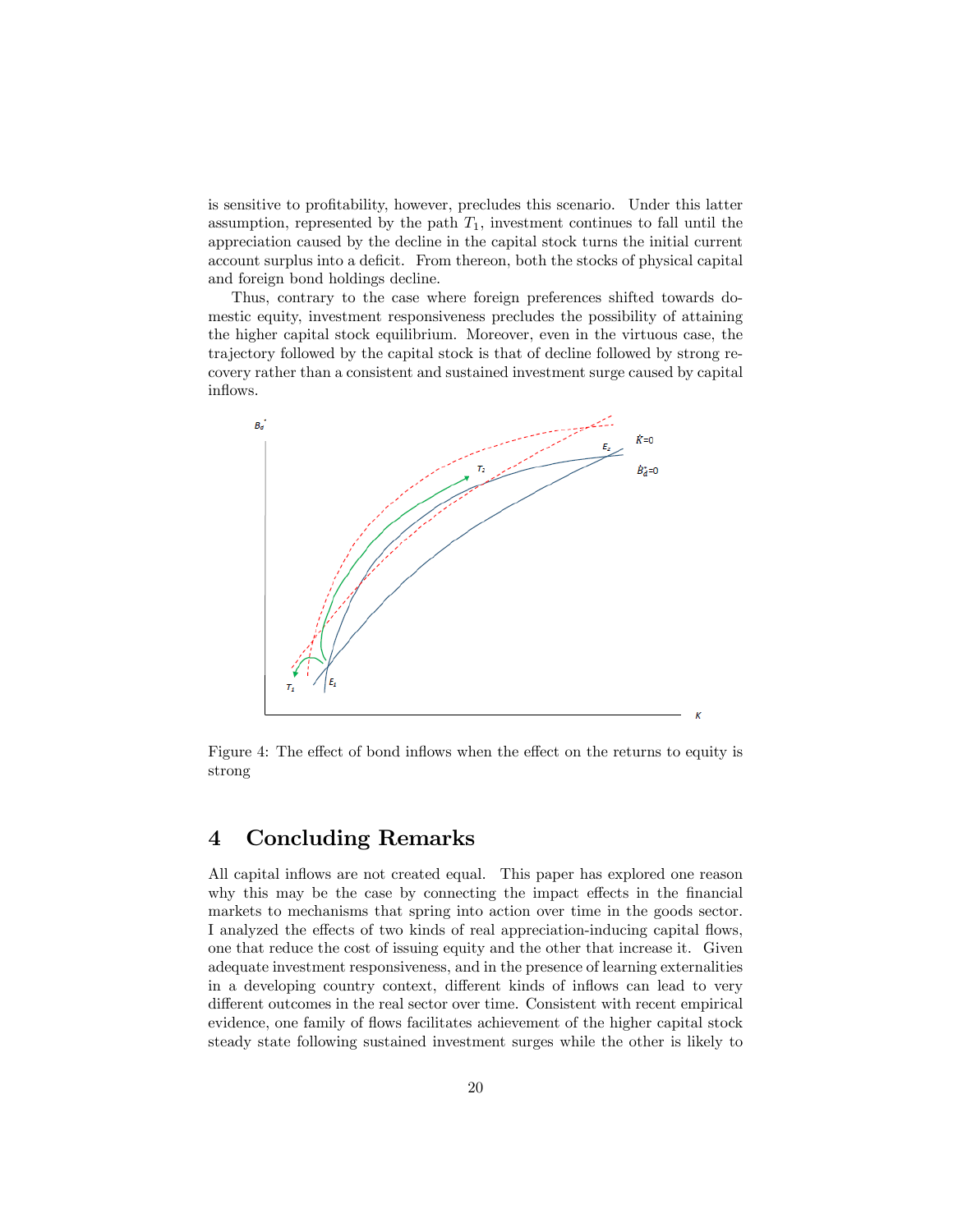is sensitive to profitability, however, precludes this scenario. Under this latter assumption, represented by the path $T_1$, investment continues to fall until the appreciation caused by the decline in the capital stock turns the initial current account surplus into a deficit. From thereon, both the stocks of physical capital and foreign bond holdings decline.

Thus, contrary to the case where foreign preferences shifted towards domestic equity, investment responsiveness precludes the possibility of attaining the higher capital stock equilibrium. Moreover, even in the virtuous case, the trajectory followed by the capital stock is that of decline followed by strong recovery rather than a consistent and sustained investment surge caused by capital inflows.

Figure 4: The effect of bond inflows when the effect on the returns to equity is strong

## 4 Concluding Remarks

All capital inflows are not created equal. This paper has explored one reason why this may be the case by connecting the impact effects in the financial markets to mechanisms that spring into action over time in the goods sector. I analyzed the effects of two kinds of real appreciation-inducing capital flows, one that reduce the cost of issuing equity and the other that increase it. Given adequate investment responsiveness, and in the presence of learning externalities in a developing country context, different kinds of inflows can lead to very different outcomes in the real sector over time. Consistent with recent empirical evidence, one family of flows facilitates achievement of the higher capital stock steady state following sustained investment surges while the other is likely to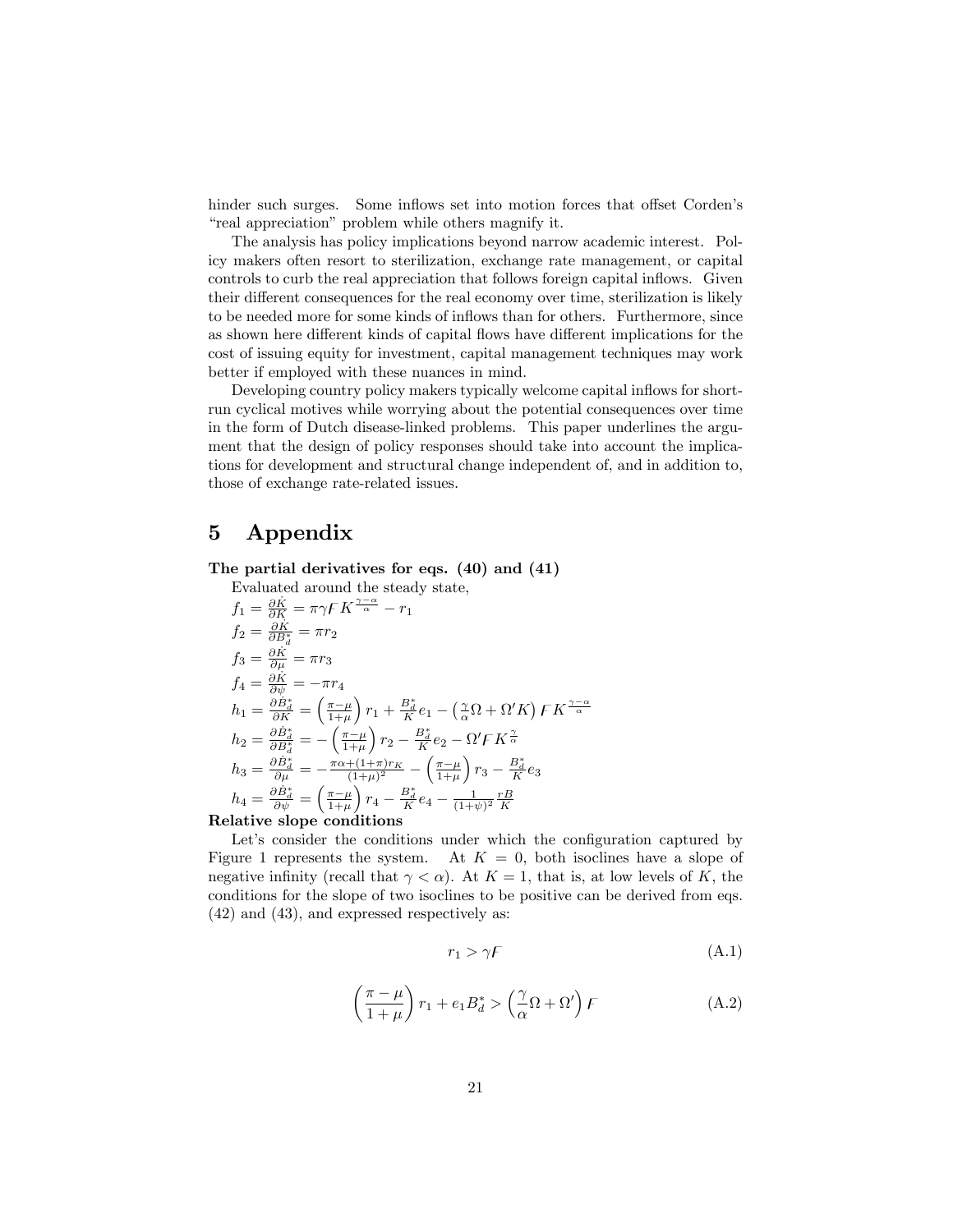hinder such surges. Some inflows set into motion forces that offset Corden's "real appreciation" problem while others magnify it.

The analysis has policy implications beyond narrow academic interest. Policy makers often resort to sterilization, exchange rate management, or capital controls to curb the real appreciation that follows foreign capital inflows. Given their different consequences for the real economy over time, sterilization is likely to be needed more for some kinds of inflows than for others. Furthermore, since as shown here different kinds of capital flows have different implications for the cost of issuing equity for investment, capital management techniques may work better if employed with these nuances in mind.

Developing country policy makers typically welcome capital inflows for short-run cyclical motives while worrying about the potential consequences over time in the form of Dutch disease-linked problems. This paper underlines the argument that the design of policy responses should take into account the implications for development and structural change independent of, and in addition to, those of exchange rate-related issues.

# 5 Appendix

**The partial derivatives for eqs. (40) and (41)**

Evaluated around the steady state,

$f_1 = \frac{\partial \dot{K}}{\partial K} = \pi\gamma F K^{\frac{\gamma-\alpha}{\alpha}} - r_1$

$f_2 = \frac{\partial \dot{K}}{\partial B_d^*} = \pi r_2$

$f_3 = \frac{\partial \dot{K}}{\partial \mu} = \pi r_3$

$f_4 = \frac{\partial \dot{K}}{\partial \psi} = -\pi r_4$

$h_1 = \frac{\partial \dot{B}_d^*}{\partial K} = \left(\frac{\pi-\mu}{1+\mu}\right) r_1 + \frac{B_d^*}{K} e_1 - \left(\frac{\gamma}{\alpha}\Omega + \Omega' K\right) F K^{\frac{\gamma-\alpha}{\alpha}}$

$h_2 = \frac{\partial \dot{B}_d^*}{\partial B_d^*} = -\left(\frac{\pi-\mu}{1+\mu}\right) r_2 - \frac{B_d^*}{K} e_2 - \Omega' F K^{\frac{\gamma}{\alpha}}$

$h_3 = \frac{\partial \dot{B}_d^*}{\partial \mu} = -\frac{\pi\alpha + (1+\pi) r_K}{(1+\mu)^2} - \left(\frac{\pi-\mu}{1+\mu}\right) r_3 - \frac{B_d^*}{K} e_3$

$h_4 = \frac{\partial \dot{B}_d^*}{\partial \psi} = \left(\frac{\pi-\mu}{1+\mu}\right) r_4 - \frac{B_d^*}{K} e_4 - \frac{1}{(1+\psi)^2} \frac{rB}{K}$

**Relative slope conditions**

Let's consider the conditions under which the configuration captured by Figure 1 represents the system. At $K = 0$, both isoclines have a slope of negative infinity (recall that $\gamma < \alpha$). At $K = 1$, that is, at low levels of $K$, the conditions for the slope of two isoclines to be positive can be derived from eqs. (42) and (43), and expressed respectively as:

$$r_1 > \gamma F \tag{A.1}$$

$$\left(\frac{\pi-\mu}{1+\mu}\right) r_1 + e_1 B_d^* > \left(\frac{\gamma}{\alpha}\Omega + \Omega'\right) F \tag{A.2}$$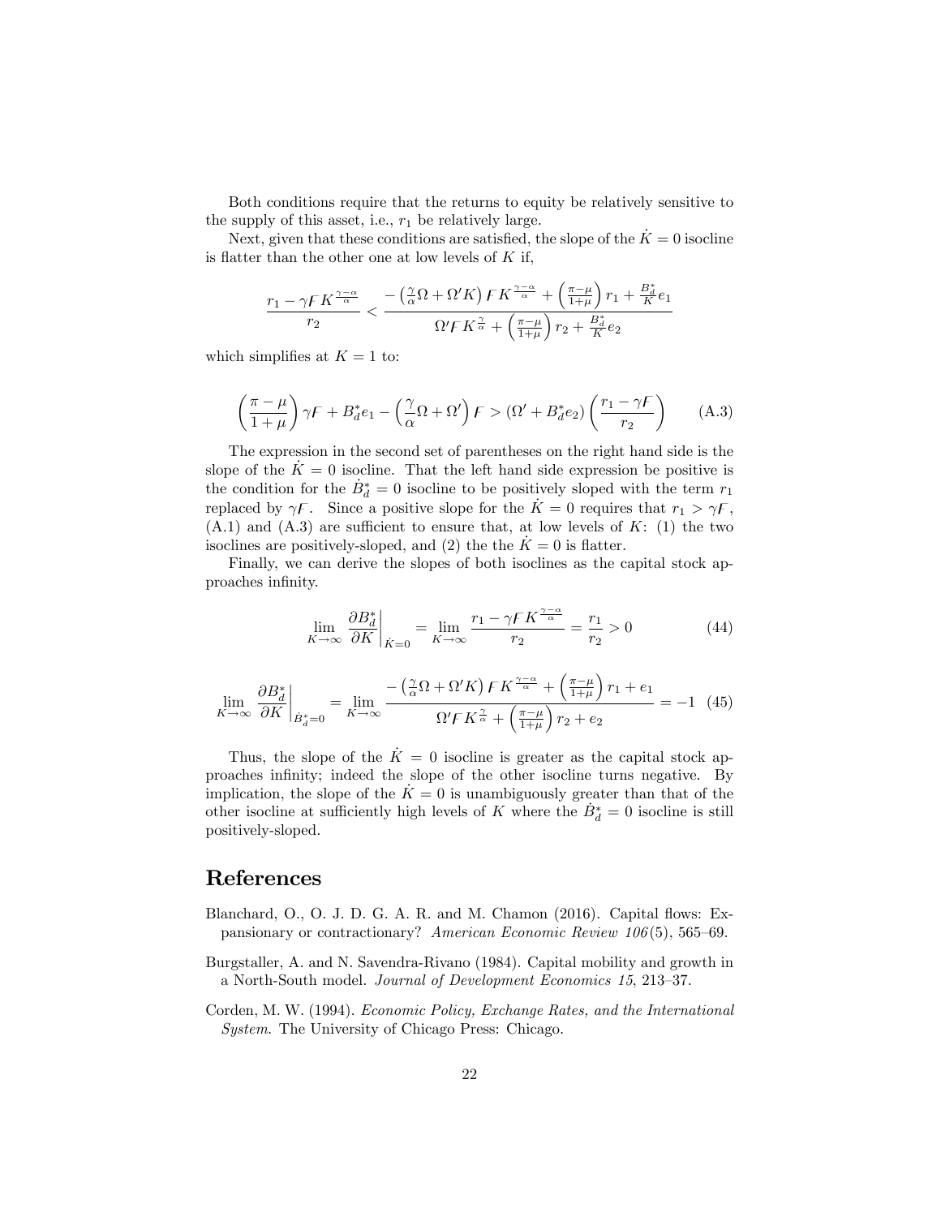Both conditions require that the returns to equity be relatively sensitive to the supply of this asset, i.e., $r_1$ be relatively large.

Next, given that these conditions are satisfied, the slope of the $\dot{K} = 0$ isocline is flatter than the other one at low levels of $K$ if,

$$\frac{r_1 - \gamma F K^{\frac{\gamma-\alpha}{\alpha}}}{r_2} < \frac{-\left(\frac{\gamma}{\alpha}\Omega + \Omega' K\right) F K^{\frac{\gamma-\alpha}{\alpha}} + \left(\frac{\pi-\mu}{1+\mu}\right) r_1 + \frac{B_d^*}{K} e_1}{\Omega' F K^{\frac{\gamma}{\alpha}} + \left(\frac{\pi-\mu}{1+\mu}\right) r_2 + \frac{B_d^*}{K} e_2}$$

which simplifies at $K = 1$ to:

$$\left(\frac{\pi - \mu}{1 + \mu}\right) \gamma F + B_d^* e_1 - \left(\frac{\gamma}{\alpha}\Omega + \Omega'\right) F > (\Omega' + B_d^* e_2) \left(\frac{r_1 - \gamma F}{r_2}\right) \qquad \text{(A.3)}$$

The expression in the second set of parentheses on the right hand side is the slope of the $\dot{K} = 0$ isocline. That the left hand side expression be positive is the condition for the $\dot{B}_d^* = 0$ isocline to be positively sloped with the term $r_1$ replaced by $\gamma F$. Since a positive slope for the $\dot{K} = 0$ requires that $r_1 > \gamma F$, (A.1) and (A.3) are sufficient to ensure that, at low levels of $K$: (1) the two isoclines are positively-sloped, and (2) the the $\dot{K} = 0$ is flatter.

Finally, we can derive the slopes of both isoclines as the capital stock approaches infinity.

$$\lim_{K \to \infty} \left.\frac{\partial B_d^*}{\partial K}\right|_{\dot{K}=0} = \lim_{K \to \infty} \frac{r_1 - \gamma F K^{\frac{\gamma-\alpha}{\alpha}}}{r_2} = \frac{r_1}{r_2} > 0 \qquad (44)$$

$$\lim_{K \to \infty} \left.\frac{\partial B_d^*}{\partial K}\right|_{\dot{B}_d^*=0} = \lim_{K \to \infty} \frac{-\left(\frac{\gamma}{\alpha}\Omega + \Omega' K\right) F K^{\frac{\gamma-\alpha}{\alpha}} + \left(\frac{\pi-\mu}{1+\mu}\right) r_1 + e_1}{\Omega' F K^{\frac{\gamma}{\alpha}} + \left(\frac{\pi-\mu}{1+\mu}\right) r_2 + e_2} = -1 \quad (45)$$

Thus, the slope of the $\dot{K} = 0$ isocline is greater as the capital stock approaches infinity; indeed the slope of the other isocline turns negative. By implication, the slope of the $\dot{K} = 0$ is unambiguously greater than that of the other isocline at sufficiently high levels of $K$ where the $\dot{B}_d^* = 0$ isocline is still positively-sloped.

## References

Blanchard, O., O. J. D. G. A. R. and M. Chamon (2016). Capital flows: Expansionary or contractionary? *American Economic Review 106*(5), 565–69.

Burgstaller, A. and N. Savendra-Rivano (1984). Capital mobility and growth in a North-South model. *Journal of Development Economics 15*, 213–37.

Corden, M. W. (1994). *Economic Policy, Exchange Rates, and the International System.* The University of Chicago Press: Chicago.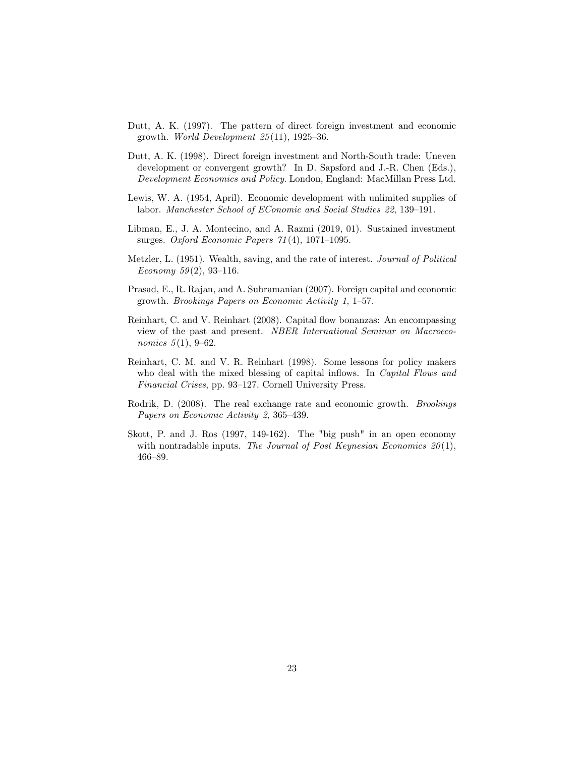Dutt, A. K. (1997). The pattern of direct foreign investment and economic growth. *World Development 25*(11), 1925–36.

Dutt, A. K. (1998). Direct foreign investment and North-South trade: Uneven development or convergent growth? In D. Sapsford and J.-R. Chen (Eds.), *Development Economics and Policy*. London, England: MacMillan Press Ltd.

Lewis, W. A. (1954, April). Economic development with unlimited supplies of labor. *Manchester School of EConomic and Social Studies 22*, 139–191.

Libman, E., J. A. Montecino, and A. Razmi (2019, 01). Sustained investment surges. *Oxford Economic Papers 71*(4), 1071–1095.

Metzler, L. (1951). Wealth, saving, and the rate of interest. *Journal of Political Economy 59*(2), 93–116.

Prasad, E., R. Rajan, and A. Subramanian (2007). Foreign capital and economic growth. *Brookings Papers on Economic Activity 1*, 1–57.

Reinhart, C. and V. Reinhart (2008). Capital flow bonanzas: An encompassing view of the past and present. *NBER International Seminar on Macroeconomics 5*(1), 9–62.

Reinhart, C. M. and V. R. Reinhart (1998). Some lessons for policy makers who deal with the mixed blessing of capital inflows. In *Capital Flows and Financial Crises*, pp. 93–127. Cornell University Press.

Rodrik, D. (2008). The real exchange rate and economic growth. *Brookings Papers on Economic Activity 2*, 365–439.

Skott, P. and J. Ros (1997, 149-162). The "big push" in an open economy with nontradable inputs. *The Journal of Post Keynesian Economics 20*(1), 466–89.